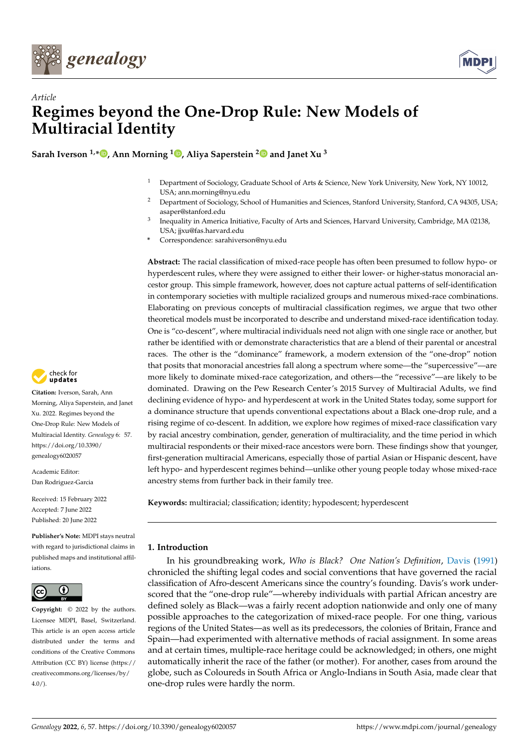*Article*

# Regimes beyond the One-Drop Rule: New Models of Multiracial Identity

**Sarah Iverson [1,*], Ann Morning [1], Aliya Saperstein [2] and Janet Xu [3]**

[1] Department of Sociology, Graduate School of Arts & Science, New York University, New York, NY 10012, USA; ann.morning@nyu.edu

[2] Department of Sociology, School of Humanities and Sciences, Stanford University, Stanford, CA 94305, USA; asaper@stanford.edu

[3] Inequality in America Initiative, Faculty of Arts and Sciences, Harvard University, Cambridge, MA 02138, USA; jjxu@fas.harvard.edu

\* Correspondence: sarahiverson@nyu.edu

**Abstract:** The racial classification of mixed-race people has often been presumed to follow hypo- or hyperdescent rules, where they were assigned to either their lower- or higher-status monoracial ancestor group. This simple framework, however, does not capture actual patterns of self-identification in contemporary societies with multiple racialized groups and numerous mixed-race combinations. Elaborating on previous concepts of multiracial classification regimes, we argue that two other theoretical models must be incorporated to describe and understand mixed-race identification today. One is "co-descent", where multiracial individuals need not align with one single race or another, but rather be identified with or demonstrate characteristics that are a blend of their parental or ancestral races. The other is the "dominance" framework, a modern extension of the "one-drop" notion that posits that monoracial ancestries fall along a spectrum where some—the "supercessive"—are more likely to dominate mixed-race categorization, and others—the "recessive"—are likely to be dominated. Drawing on the Pew Research Center's 2015 Survey of Multiracial Adults, we find declining evidence of hypo- and hyperdescent at work in the United States today, some support for a dominance structure that upends conventional expectations about a Black one-drop rule, and a rising regime of co-descent. In addition, we explore how regimes of mixed-race classification vary by racial ancestry combination, gender, generation of multiraciality, and the time period in which multiracial respondents or their mixed-race ancestors were born. These findings show that younger, first-generation multiracial Americans, especially those of partial Asian or Hispanic descent, have left hypo- and hyperdescent regimes behind—unlike other young people today whose mixed-race ancestry stems from further back in their family tree.

**Keywords:** multiracial; classification; identity; hypodescent; hyperdescent

**Citation:** Iverson, Sarah, Ann Morning, Aliya Saperstein, and Janet Xu. 2022. Regimes beyond the One-Drop Rule: New Models of Multiracial Identity. *Genealogy* 6: 57. https://doi.org/10.3390/genealogy6020057

Academic Editor: Dan Rodriguez-Garcia

Received: 15 February 2022
Accepted: 7 June 2022
Published: 20 June 2022

**Publisher's Note:** MDPI stays neutral with regard to jurisdictional claims in published maps and institutional affiliations.

**Copyright:** © 2022 by the authors. Licensee MDPI, Basel, Switzerland. This article is an open access article distributed under the terms and conditions of the Creative Commons Attribution (CC BY) license (https://creativecommons.org/licenses/by/4.0/).

## 1. Introduction

In his groundbreaking work, *Who is Black? One Nation's Definition*, Davis (1991) chronicled the shifting legal codes and social conventions that have governed the racial classification of Afro-descent Americans since the country's founding. Davis's work underscored that the "one-drop rule"—whereby individuals with partial African ancestry are defined solely as Black—was a fairly recent adoption nationwide and only one of many possible approaches to the categorization of mixed-race people. For one thing, various regions of the United States—as well as its predecessors, the colonies of Britain, France and Spain—had experimented with alternative methods of racial assignment. In some areas and at certain times, multiple-race heritage could be acknowledged; in others, one might automatically inherit the race of the father (or mother). For another, cases from around the globe, such as Coloureds in South Africa or Anglo-Indians in South Asia, made clear that one-drop rules were hardly the norm.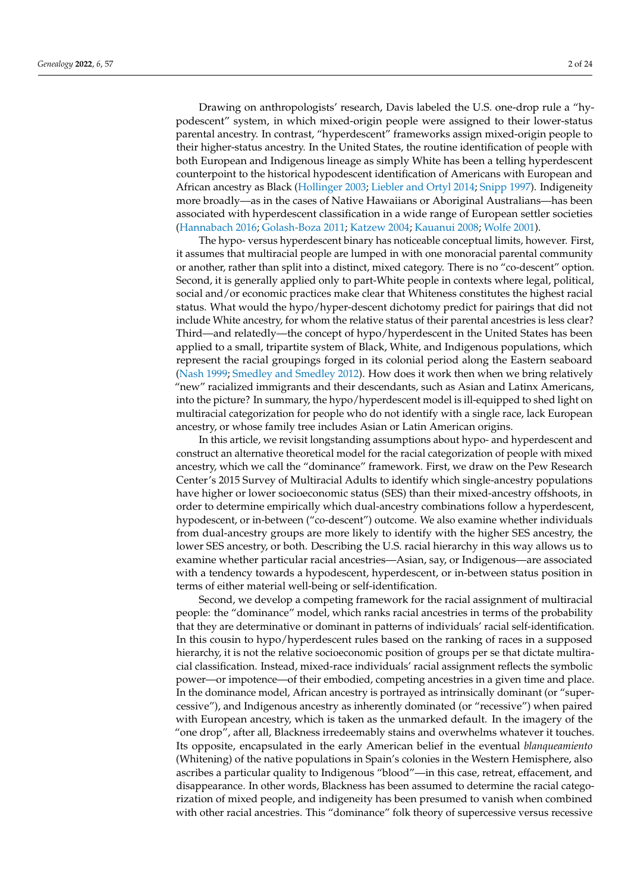Drawing on anthropologists' research, Davis labeled the U.S. one-drop rule a "hypodescent" system, in which mixed-origin people were assigned to their lower-status parental ancestry. In contrast, "hyperdescent" frameworks assign mixed-origin people to their higher-status ancestry. In the United States, the routine identification of people with both European and Indigenous lineage as simply White has been a telling hyperdescent counterpoint to the historical hypodescent identification of Americans with European and African ancestry as Black (Hollinger 2003; Liebler and Ortyl 2014; Snipp 1997). Indigeneity more broadly—as in the cases of Native Hawaiians or Aboriginal Australians—has been associated with hyperdescent classification in a wide range of European settler societies (Hannabach 2016; Golash-Boza 2011; Katzew 2004; Kauanui 2008; Wolfe 2001).

The hypo- versus hyperdescent binary has noticeable conceptual limits, however. First, it assumes that multiracial people are lumped in with one monoracial parental community or another, rather than split into a distinct, mixed category. There is no "co-descent" option. Second, it is generally applied only to part-White people in contexts where legal, political, social and/or economic practices make clear that Whiteness constitutes the highest racial status. What would the hypo/hyper-descent dichotomy predict for pairings that did not include White ancestry, for whom the relative status of their parental ancestries is less clear? Third—and relatedly—the concept of hypo/hyperdescent in the United States has been applied to a small, tripartite system of Black, White, and Indigenous populations, which represent the racial groupings forged in its colonial period along the Eastern seaboard (Nash 1999; Smedley and Smedley 2012). How does it work then when we bring relatively "new" racialized immigrants and their descendants, such as Asian and Latinx Americans, into the picture? In summary, the hypo/hyperdescent model is ill-equipped to shed light on multiracial categorization for people who do not identify with a single race, lack European ancestry, or whose family tree includes Asian or Latin American origins.

In this article, we revisit longstanding assumptions about hypo- and hyperdescent and construct an alternative theoretical model for the racial categorization of people with mixed ancestry, which we call the "dominance" framework. First, we draw on the Pew Research Center's 2015 Survey of Multiracial Adults to identify which single-ancestry populations have higher or lower socioeconomic status (SES) than their mixed-ancestry offshoots, in order to determine empirically which dual-ancestry combinations follow a hyperdescent, hypodescent, or in-between ("co-descent") outcome. We also examine whether individuals from dual-ancestry groups are more likely to identify with the higher SES ancestry, the lower SES ancestry, or both. Describing the U.S. racial hierarchy in this way allows us to examine whether particular racial ancestries—Asian, say, or Indigenous—are associated with a tendency towards a hypodescent, hyperdescent, or in-between status position in terms of either material well-being or self-identification.

Second, we develop a competing framework for the racial assignment of multiracial people: the "dominance" model, which ranks racial ancestries in terms of the probability that they are determinative or dominant in patterns of individuals' racial self-identification. In this cousin to hypo/hyperdescent rules based on the ranking of races in a supposed hierarchy, it is not the relative socioeconomic position of groups per se that dictate multiracial classification. Instead, mixed-race individuals' racial assignment reflects the symbolic power—or impotence—of their embodied, competing ancestries in a given time and place. In the dominance model, African ancestry is portrayed as intrinsically dominant (or "supercessive"), and Indigenous ancestry as inherently dominated (or "recessive") when paired with European ancestry, which is taken as the unmarked default. In the imagery of the "one drop", after all, Blackness irredeemably stains and overwhelms whatever it touches. Its opposite, encapsulated in the early American belief in the eventual *blanqueamiento* (Whitening) of the native populations in Spain's colonies in the Western Hemisphere, also ascribes a particular quality to Indigenous "blood"—in this case, retreat, effacement, and disappearance. In other words, Blackness has been assumed to determine the racial categorization of mixed people, and indigeneity has been presumed to vanish when combined with other racial ancestries. This "dominance" folk theory of supercessive versus recessive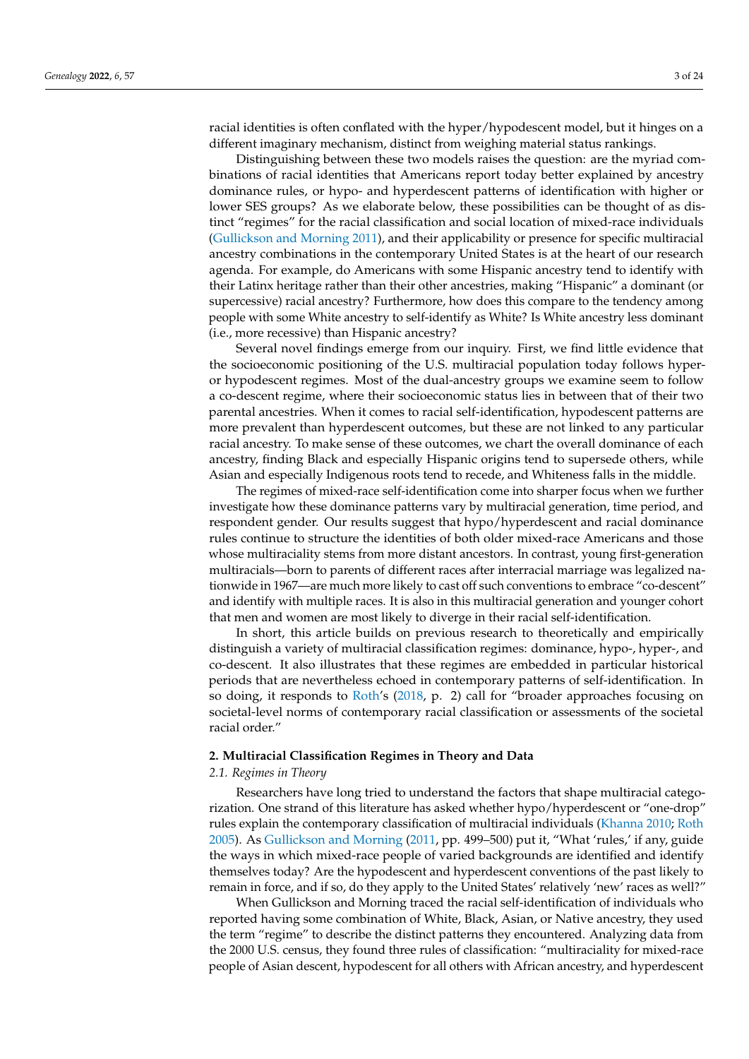racial identities is often conflated with the hyper/hypodescent model, but it hinges on a different imaginary mechanism, distinct from weighing material status rankings.

Distinguishing between these two models raises the question: are the myriad combinations of racial identities that Americans report today better explained by ancestry dominance rules, or hypo- and hyperdescent patterns of identification with higher or lower SES groups? As we elaborate below, these possibilities can be thought of as distinct "regimes" for the racial classification and social location of mixed-race individuals (Gullickson and Morning 2011), and their applicability or presence for specific multiracial ancestry combinations in the contemporary United States is at the heart of our research agenda. For example, do Americans with some Hispanic ancestry tend to identify with their Latinx heritage rather than their other ancestries, making "Hispanic" a dominant (or supercessive) racial ancestry? Furthermore, how does this compare to the tendency among people with some White ancestry to self-identify as White? Is White ancestry less dominant (i.e., more recessive) than Hispanic ancestry?

Several novel findings emerge from our inquiry. First, we find little evidence that the socioeconomic positioning of the U.S. multiracial population today follows hyper- or hypodescent regimes. Most of the dual-ancestry groups we examine seem to follow a co-descent regime, where their socioeconomic status lies in between that of their two parental ancestries. When it comes to racial self-identification, hypodescent patterns are more prevalent than hyperdescent outcomes, but these are not linked to any particular racial ancestry. To make sense of these outcomes, we chart the overall dominance of each ancestry, finding Black and especially Hispanic origins tend to supersede others, while Asian and especially Indigenous roots tend to recede, and Whiteness falls in the middle.

The regimes of mixed-race self-identification come into sharper focus when we further investigate how these dominance patterns vary by multiracial generation, time period, and respondent gender. Our results suggest that hypo/hyperdescent and racial dominance rules continue to structure the identities of both older mixed-race Americans and those whose multiraciality stems from more distant ancestors. In contrast, young first-generation multiracials—born to parents of different races after interracial marriage was legalized nationwide in 1967—are much more likely to cast off such conventions to embrace "co-descent" and identify with multiple races. It is also in this multiracial generation and younger cohort that men and women are most likely to diverge in their racial self-identification.

In short, this article builds on previous research to theoretically and empirically distinguish a variety of multiracial classification regimes: dominance, hypo-, hyper-, and co-descent. It also illustrates that these regimes are embedded in particular historical periods that are nevertheless echoed in contemporary patterns of self-identification. In so doing, it responds to Roth's (2018, p. 2) call for "broader approaches focusing on societal-level norms of contemporary racial classification or assessments of the societal racial order."

## 2. Multiracial Classification Regimes in Theory and Data

### *2.1. Regimes in Theory*

Researchers have long tried to understand the factors that shape multiracial categorization. One strand of this literature has asked whether hypo/hyperdescent or "one-drop" rules explain the contemporary classification of multiracial individuals (Khanna 2010; Roth 2005). As Gullickson and Morning (2011, pp. 499–500) put it, "What 'rules,' if any, guide the ways in which mixed-race people of varied backgrounds are identified and identify themselves today? Are the hypodescent and hyperdescent conventions of the past likely to remain in force, and if so, do they apply to the United States' relatively 'new' races as well?"

When Gullickson and Morning traced the racial self-identification of individuals who reported having some combination of White, Black, Asian, or Native ancestry, they used the term "regime" to describe the distinct patterns they encountered. Analyzing data from the 2000 U.S. census, they found three rules of classification: "multiraciality for mixed-race people of Asian descent, hypodescent for all others with African ancestry, and hyperdescent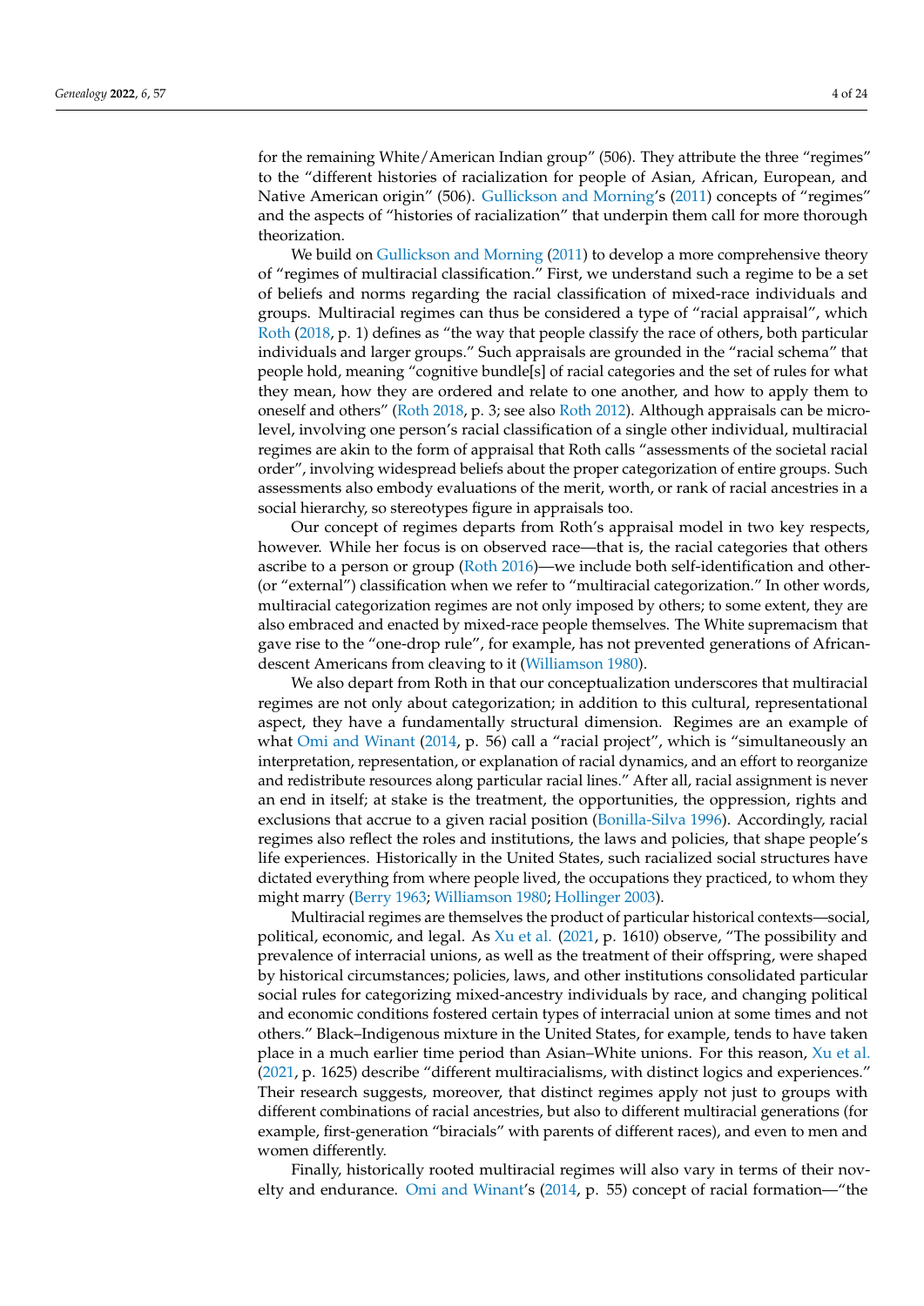for the remaining White/American Indian group" (506). They attribute the three "regimes" to the "different histories of racialization for people of Asian, African, European, and Native American origin" (506). Gullickson and Morning's (2011) concepts of "regimes" and the aspects of "histories of racialization" that underpin them call for more thorough theorization.

We build on Gullickson and Morning (2011) to develop a more comprehensive theory of "regimes of multiracial classification." First, we understand such a regime to be a set of beliefs and norms regarding the racial classification of mixed-race individuals and groups. Multiracial regimes can thus be considered a type of "racial appraisal", which Roth (2018, p. 1) defines as "the way that people classify the race of others, both particular individuals and larger groups." Such appraisals are grounded in the "racial schema" that people hold, meaning "cognitive bundle[s] of racial categories and the set of rules for what they mean, how they are ordered and relate to one another, and how to apply them to oneself and others" (Roth 2018, p. 3; see also Roth 2012). Although appraisals can be micro-level, involving one person's racial classification of a single other individual, multiracial regimes are akin to the form of appraisal that Roth calls "assessments of the societal racial order", involving widespread beliefs about the proper categorization of entire groups. Such assessments also embody evaluations of the merit, worth, or rank of racial ancestries in a social hierarchy, so stereotypes figure in appraisals too.

Our concept of regimes departs from Roth's appraisal model in two key respects, however. While her focus is on observed race—that is, the racial categories that others ascribe to a person or group (Roth 2016)—we include both self-identification and other- (or "external") classification when we refer to "multiracial categorization." In other words, multiracial categorization regimes are not only imposed by others; to some extent, they are also embraced and enacted by mixed-race people themselves. The White supremacism that gave rise to the "one-drop rule", for example, has not prevented generations of African-descent Americans from cleaving to it (Williamson 1980).

We also depart from Roth in that our conceptualization underscores that multiracial regimes are not only about categorization; in addition to this cultural, representational aspect, they have a fundamentally structural dimension. Regimes are an example of what Omi and Winant (2014, p. 56) call a "racial project", which is "simultaneously an interpretation, representation, or explanation of racial dynamics, and an effort to reorganize and redistribute resources along particular racial lines." After all, racial assignment is never an end in itself; at stake is the treatment, the opportunities, the oppression, rights and exclusions that accrue to a given racial position (Bonilla-Silva 1996). Accordingly, racial regimes also reflect the roles and institutions, the laws and policies, that shape people's life experiences. Historically in the United States, such racialized social structures have dictated everything from where people lived, the occupations they practiced, to whom they might marry (Berry 1963; Williamson 1980; Hollinger 2003).

Multiracial regimes are themselves the product of particular historical contexts—social, political, economic, and legal. As Xu et al. (2021, p. 1610) observe, "The possibility and prevalence of interracial unions, as well as the treatment of their offspring, were shaped by historical circumstances; policies, laws, and other institutions consolidated particular social rules for categorizing mixed-ancestry individuals by race, and changing political and economic conditions fostered certain types of interracial union at some times and not others." Black–Indigenous mixture in the United States, for example, tends to have taken place in a much earlier time period than Asian–White unions. For this reason, Xu et al. (2021, p. 1625) describe "different multiracialisms, with distinct logics and experiences." Their research suggests, moreover, that distinct regimes apply not just to groups with different combinations of racial ancestries, but also to different multiracial generations (for example, first-generation "biracials" with parents of different races), and even to men and women differently.

Finally, historically rooted multiracial regimes will also vary in terms of their novelty and endurance. Omi and Winant's (2014, p. 55) concept of racial formation—"the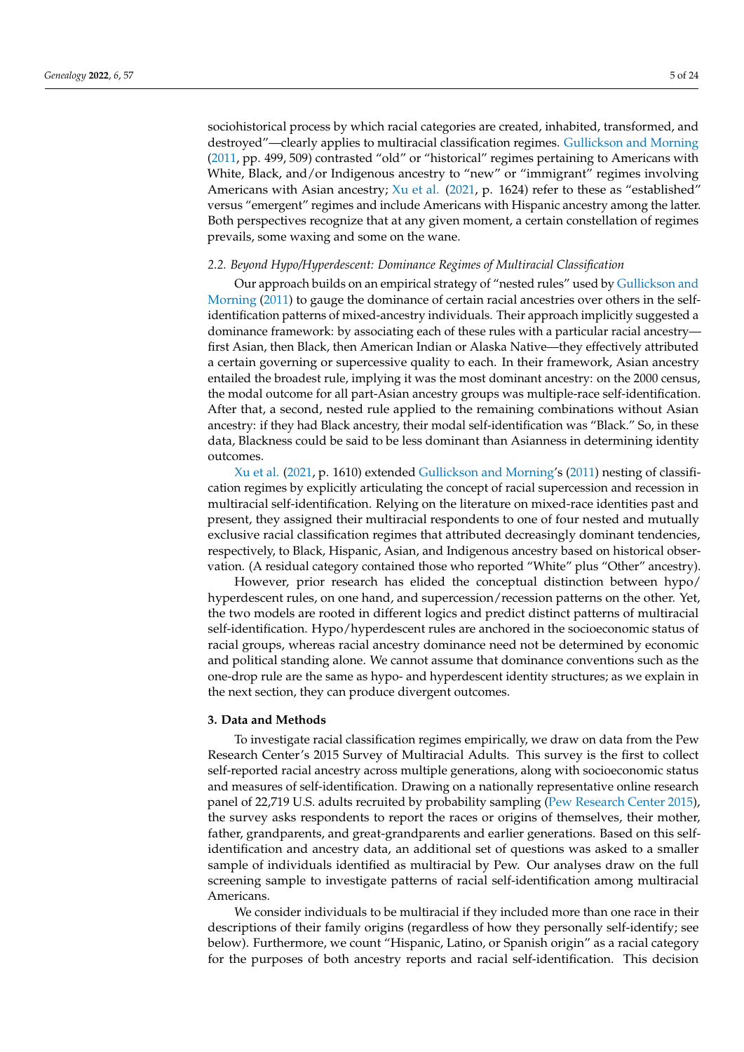sociohistorical process by which racial categories are created, inhabited, transformed, and destroyed"—clearly applies to multiracial classification regimes. Gullickson and Morning (2011, pp. 499, 509) contrasted "old" or "historical" regimes pertaining to Americans with White, Black, and/or Indigenous ancestry to "new" or "immigrant" regimes involving Americans with Asian ancestry; Xu et al. (2021, p. 1624) refer to these as "established" versus "emergent" regimes and include Americans with Hispanic ancestry among the latter. Both perspectives recognize that at any given moment, a certain constellation of regimes prevails, some waxing and some on the wane.

### *2.2. Beyond Hypo/Hyperdescent: Dominance Regimes of Multiracial Classification*

Our approach builds on an empirical strategy of "nested rules" used by Gullickson and Morning (2011) to gauge the dominance of certain racial ancestries over others in the self-identification patterns of mixed-ancestry individuals. Their approach implicitly suggested a dominance framework: by associating each of these rules with a particular racial ancestry—first Asian, then Black, then American Indian or Alaska Native—they effectively attributed a certain governing or supercessive quality to each. In their framework, Asian ancestry entailed the broadest rule, implying it was the most dominant ancestry: on the 2000 census, the modal outcome for all part-Asian ancestry groups was multiple-race self-identification. After that, a second, nested rule applied to the remaining combinations without Asian ancestry: if they had Black ancestry, their modal self-identification was "Black." So, in these data, Blackness could be said to be less dominant than Asianness in determining identity outcomes.

Xu et al. (2021, p. 1610) extended Gullickson and Morning's (2011) nesting of classification regimes by explicitly articulating the concept of racial supercession and recession in multiracial self-identification. Relying on the literature on mixed-race identities past and present, they assigned their multiracial respondents to one of four nested and mutually exclusive racial classification regimes that attributed decreasingly dominant tendencies, respectively, to Black, Hispanic, Asian, and Indigenous ancestry based on historical observation. (A residual category contained those who reported "White" plus "Other" ancestry).

However, prior research has elided the conceptual distinction between hypo/hyperdescent rules, on one hand, and supercession/recession patterns on the other. Yet, the two models are rooted in different logics and predict distinct patterns of multiracial self-identification. Hypo/hyperdescent rules are anchored in the socioeconomic status of racial groups, whereas racial ancestry dominance need not be determined by economic and political standing alone. We cannot assume that dominance conventions such as the one-drop rule are the same as hypo- and hyperdescent identity structures; as we explain in the next section, they can produce divergent outcomes.

## **3. Data and Methods**

To investigate racial classification regimes empirically, we draw on data from the Pew Research Center's 2015 Survey of Multiracial Adults. This survey is the first to collect self-reported racial ancestry across multiple generations, along with socioeconomic status and measures of self-identification. Drawing on a nationally representative online research panel of 22,719 U.S. adults recruited by probability sampling (Pew Research Center 2015), the survey asks respondents to report the races or origins of themselves, their mother, father, grandparents, and great-grandparents and earlier generations. Based on this self-identification and ancestry data, an additional set of questions was asked to a smaller sample of individuals identified as multiracial by Pew. Our analyses draw on the full screening sample to investigate patterns of racial self-identification among multiracial Americans.

We consider individuals to be multiracial if they included more than one race in their descriptions of their family origins (regardless of how they personally self-identify; see below). Furthermore, we count "Hispanic, Latino, or Spanish origin" as a racial category for the purposes of both ancestry reports and racial self-identification. This decision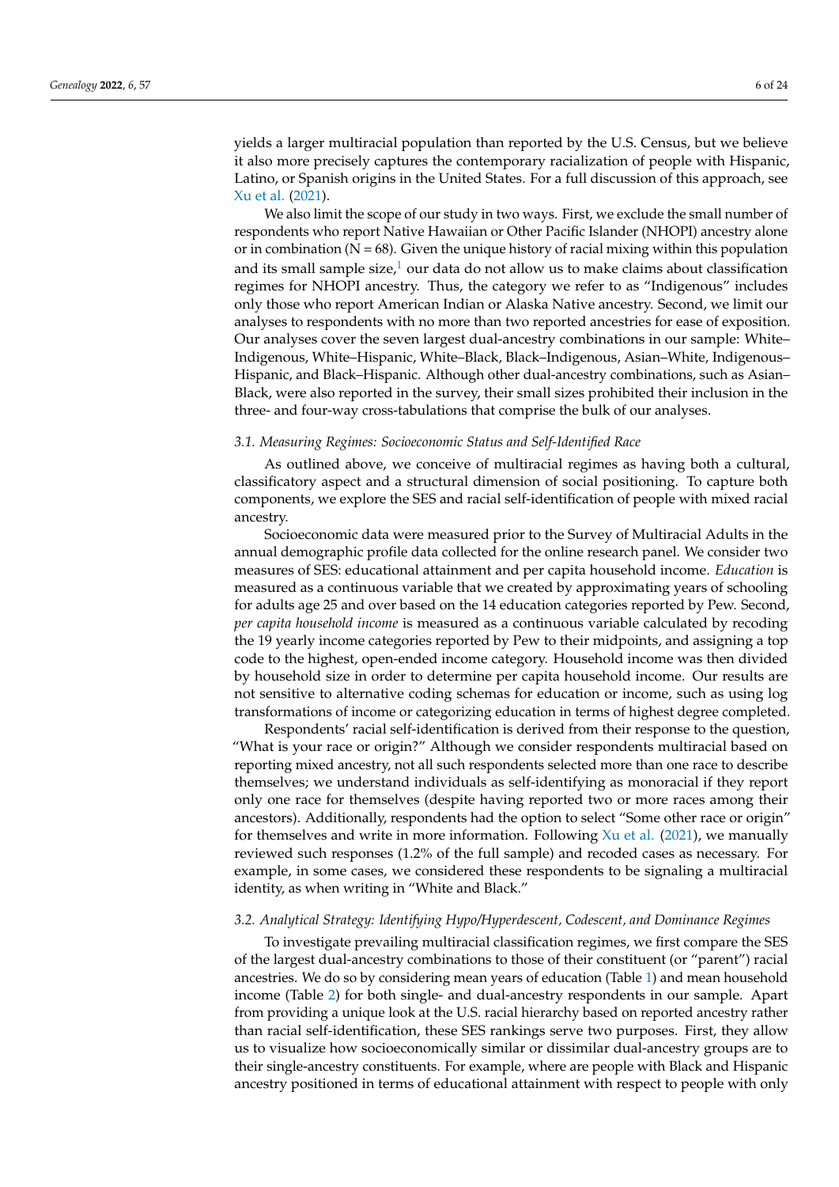yields a larger multiracial population than reported by the U.S. Census, but we believe it also more precisely captures the contemporary racialization of people with Hispanic, Latino, or Spanish origins in the United States. For a full discussion of this approach, see Xu et al. (2021).

We also limit the scope of our study in two ways. First, we exclude the small number of respondents who report Native Hawaiian or Other Pacific Islander (NHOPI) ancestry alone or in combination (N = 68). Given the unique history of racial mixing within this population and its small sample size,[1] our data do not allow us to make claims about classification regimes for NHOPI ancestry. Thus, the category we refer to as "Indigenous" includes only those who report American Indian or Alaska Native ancestry. Second, we limit our analyses to respondents with no more than two reported ancestries for ease of exposition. Our analyses cover the seven largest dual-ancestry combinations in our sample: White–Indigenous, White–Hispanic, White–Black, Black–Indigenous, Asian–White, Indigenous–Hispanic, and Black–Hispanic. Although other dual-ancestry combinations, such as Asian–Black, were also reported in the survey, their small sizes prohibited their inclusion in the three- and four-way cross-tabulations that comprise the bulk of our analyses.

### 3.1. Measuring Regimes: Socioeconomic Status and Self-Identified Race

As outlined above, we conceive of multiracial regimes as having both a cultural, classificatory aspect and a structural dimension of social positioning. To capture both components, we explore the SES and racial self-identification of people with mixed racial ancestry.

Socioeconomic data were measured prior to the Survey of Multiracial Adults in the annual demographic profile data collected for the online research panel. We consider two measures of SES: educational attainment and per capita household income. *Education* is measured as a continuous variable that we created by approximating years of schooling for adults age 25 and over based on the 14 education categories reported by Pew. Second, *per capita household income* is measured as a continuous variable calculated by recoding the 19 yearly income categories reported by Pew to their midpoints, and assigning a top code to the highest, open-ended income category. Household income was then divided by household size in order to determine per capita household income. Our results are not sensitive to alternative coding schemas for education or income, such as using log transformations of income or categorizing education in terms of highest degree completed.

Respondents' racial self-identification is derived from their response to the question, "What is your race or origin?" Although we consider respondents multiracial based on reporting mixed ancestry, not all such respondents selected more than one race to describe themselves; we understand individuals as self-identifying as monoracial if they report only one race for themselves (despite having reported two or more races among their ancestors). Additionally, respondents had the option to select "Some other race or origin" for themselves and write in more information. Following Xu et al. (2021), we manually reviewed such responses (1.2% of the full sample) and recoded cases as necessary. For example, in some cases, we considered these respondents to be signaling a multiracial identity, as when writing in "White and Black."

### 3.2. Analytical Strategy: Identifying Hypo/Hyperdescent, Codescent, and Dominance Regimes

To investigate prevailing multiracial classification regimes, we first compare the SES of the largest dual-ancestry combinations to those of their constituent (or "parent") racial ancestries. We do so by considering mean years of education (Table 1) and mean household income (Table 2) for both single- and dual-ancestry respondents in our sample. Apart from providing a unique look at the U.S. racial hierarchy based on reported ancestry rather than racial self-identification, these SES rankings serve two purposes. First, they allow us to visualize how socioeconomically similar or dissimilar dual-ancestry groups are to their single-ancestry constituents. For example, where are people with Black and Hispanic ancestry positioned in terms of educational attainment with respect to people with only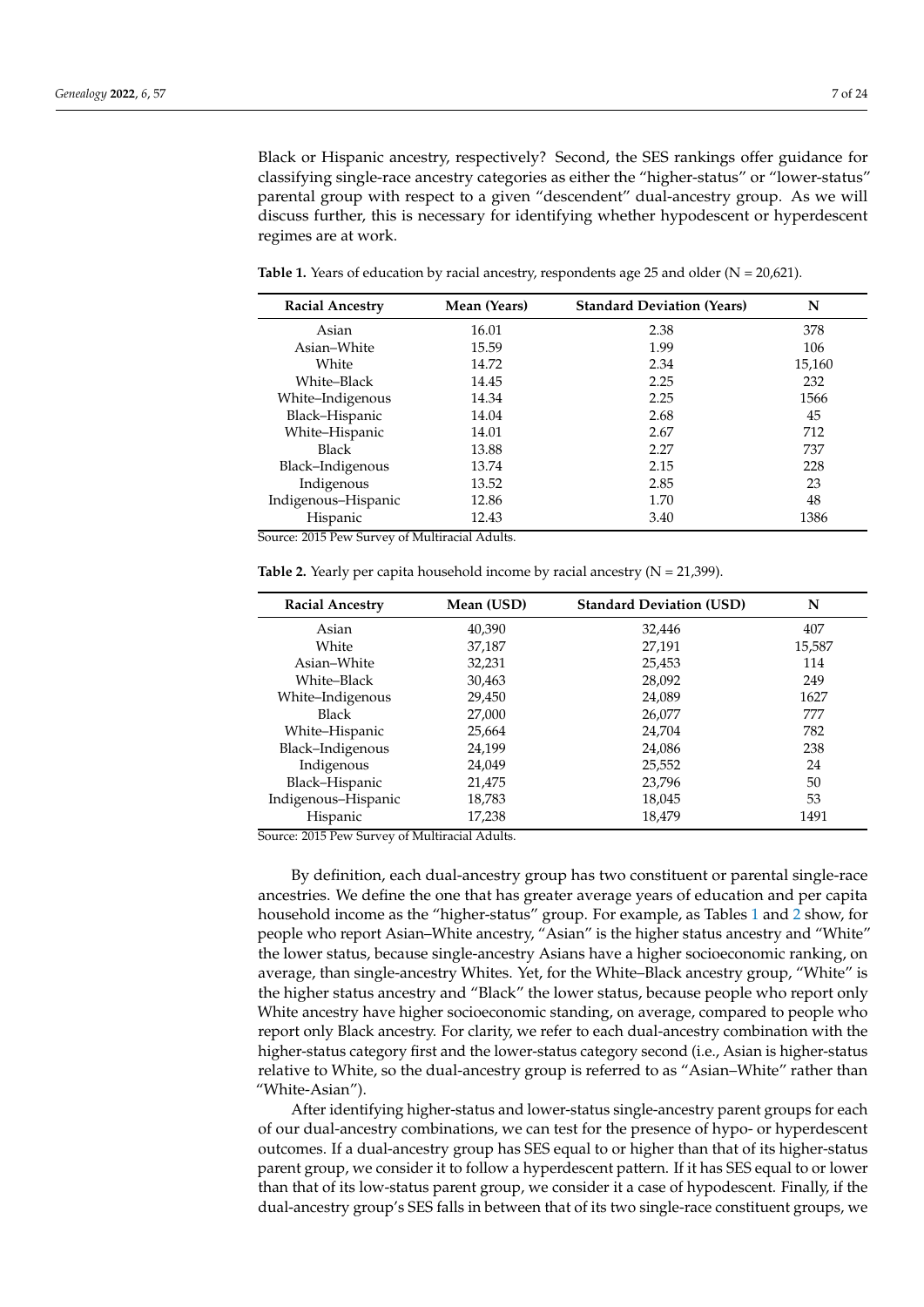Black or Hispanic ancestry, respectively? Second, the SES rankings offer guidance for classifying single-race ancestry categories as either the "higher-status" or "lower-status" parental group with respect to a given "descendent" dual-ancestry group. As we will discuss further, this is necessary for identifying whether hypodescent or hyperdescent regimes are at work.

**Table 1.** Years of education by racial ancestry, respondents age 25 and older (N = 20,621).

| Racial Ancestry | Mean (Years) | Standard Deviation (Years) | N |
|---|---|---|---|
| Asian | 16.01 | 2.38 | 378 |
| Asian–White | 15.59 | 1.99 | 106 |
| White | 14.72 | 2.34 | 15,160 |
| White–Black | 14.45 | 2.25 | 232 |
| White–Indigenous | 14.34 | 2.25 | 1566 |
| Black–Hispanic | 14.04 | 2.68 | 45 |
| White–Hispanic | 14.01 | 2.67 | 712 |
| Black | 13.88 | 2.27 | 737 |
| Black–Indigenous | 13.74 | 2.15 | 228 |
| Indigenous | 13.52 | 2.85 | 23 |
| Indigenous–Hispanic | 12.86 | 1.70 | 48 |
| Hispanic | 12.43 | 3.40 | 1386 |

Source: 2015 Pew Survey of Multiracial Adults.

**Table 2.** Yearly per capita household income by racial ancestry (N = 21,399).

| Racial Ancestry | Mean (USD) | Standard Deviation (USD) | N |
|---|---|---|---|
| Asian | 40,390 | 32,446 | 407 |
| White | 37,187 | 27,191 | 15,587 |
| Asian–White | 32,231 | 25,453 | 114 |
| White–Black | 30,463 | 28,092 | 249 |
| White–Indigenous | 29,450 | 24,089 | 1627 |
| Black | 27,000 | 26,077 | 777 |
| White–Hispanic | 25,664 | 24,704 | 782 |
| Black–Indigenous | 24,199 | 24,086 | 238 |
| Indigenous | 24,049 | 25,552 | 24 |
| Black–Hispanic | 21,475 | 23,796 | 50 |
| Indigenous–Hispanic | 18,783 | 18,045 | 53 |
| Hispanic | 17,238 | 18,479 | 1491 |

Source: 2015 Pew Survey of Multiracial Adults.

By definition, each dual-ancestry group has two constituent or parental single-race ancestries. We define the one that has greater average years of education and per capita household income as the "higher-status" group. For example, as Tables 1 and 2 show, for people who report Asian–White ancestry, "Asian" is the higher status ancestry and "White" the lower status, because single-ancestry Asians have a higher socioeconomic ranking, on average, than single-ancestry Whites. Yet, for the White–Black ancestry group, "White" is the higher status ancestry and "Black" the lower status, because people who report only White ancestry have higher socioeconomic standing, on average, compared to people who report only Black ancestry. For clarity, we refer to each dual-ancestry combination with the higher-status category first and the lower-status category second (i.e., Asian is higher-status relative to White, so the dual-ancestry group is referred to as "Asian–White" rather than "White-Asian").

After identifying higher-status and lower-status single-ancestry parent groups for each of our dual-ancestry combinations, we can test for the presence of hypo- or hyperdescent outcomes. If a dual-ancestry group has SES equal to or higher than that of its higher-status parent group, we consider it to follow a hyperdescent pattern. If it has SES equal to or lower than that of its low-status parent group, we consider it a case of hypodescent. Finally, if the dual-ancestry group's SES falls in between that of its two single-race constituent groups, we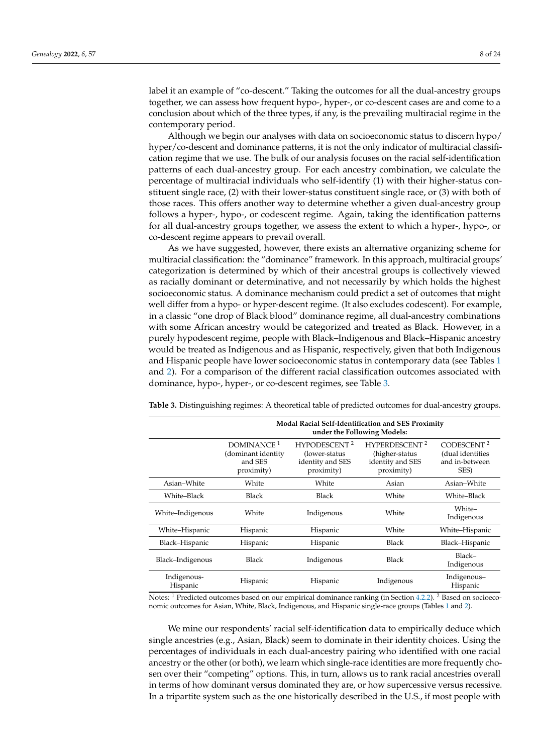label it an example of "co-descent." Taking the outcomes for all the dual-ancestry groups together, we can assess how frequent hypo-, hyper-, or co-descent cases are and come to a conclusion about which of the three types, if any, is the prevailing multiracial regime in the contemporary period.

Although we begin our analyses with data on socioeconomic status to discern hypo/hyper/co-descent and dominance patterns, it is not the only indicator of multiracial classification regime that we use. The bulk of our analysis focuses on the racial self-identification patterns of each dual-ancestry group. For each ancestry combination, we calculate the percentage of multiracial individuals who self-identify (1) with their higher-status constituent single race, (2) with their lower-status constituent single race, or (3) with both of those races. This offers another way to determine whether a given dual-ancestry group follows a hyper-, hypo-, or codescent regime. Again, taking the identification patterns for all dual-ancestry groups together, we assess the extent to which a hyper-, hypo-, or co-descent regime appears to prevail overall.

As we have suggested, however, there exists an alternative organizing scheme for multiracial classification: the "dominance" framework. In this approach, multiracial groups' categorization is determined by which of their ancestral groups is collectively viewed as racially dominant or determinative, and not necessarily by which holds the highest socioeconomic status. A dominance mechanism could predict a set of outcomes that might well differ from a hypo- or hyper-descent regime. (It also excludes codescent). For example, in a classic "one drop of Black blood" dominance regime, all dual-ancestry combinations with some African ancestry would be categorized and treated as Black. However, in a purely hypodescent regime, people with Black–Indigenous and Black–Hispanic ancestry would be treated as Indigenous and as Hispanic, respectively, given that both Indigenous and Hispanic people have lower socioeconomic status in contemporary data (see Tables 1 and 2). For a comparison of the different racial classification outcomes associated with dominance, hypo-, hyper-, or co-descent regimes, see Table 3.

**Table 3.** Distinguishing regimes: A theoretical table of predicted outcomes for dual-ancestry groups.

| | Modal Racial Self-Identification and SES Proximity under the Following Models: | | | |
|---|---|---|---|---|
| | DOMINANCE [1] (dominant identity and SES proximity) | HYPODESCENT [2] (lower-status identity and SES proximity) | HYPERDESCENT [2] (higher-status identity and SES proximity) | CODESCENT [2] (dual identities and in-between SES) |
| Asian–White | White | White | Asian | Asian–White |
| White–Black | Black | Black | White | White–Black |
| White–Indigenous | White | Indigenous | White | White–Indigenous |
| White–Hispanic | Hispanic | Hispanic | White | White–Hispanic |
| Black–Hispanic | Hispanic | Hispanic | Black | Black–Hispanic |
| Black–Indigenous | Black | Indigenous | Black | Black–Indigenous |
| Indigenous-Hispanic | Hispanic | Hispanic | Indigenous | Indigenous–Hispanic |

Notes: [1] Predicted outcomes based on our empirical dominance ranking (in Section 4.2.2). [2] Based on socioeconomic outcomes for Asian, White, Black, Indigenous, and Hispanic single-race groups (Tables 1 and 2).

We mine our respondents' racial self-identification data to empirically deduce which single ancestries (e.g., Asian, Black) seem to dominate in their identity choices. Using the percentages of individuals in each dual-ancestry pairing who identified with one racial ancestry or the other (or both), we learn which single-race identities are more frequently chosen over their "competing" options. This, in turn, allows us to rank racial ancestries overall in terms of how dominant versus dominated they are, or how supercessive versus recessive. In a tripartite system such as the one historically described in the U.S., if most people with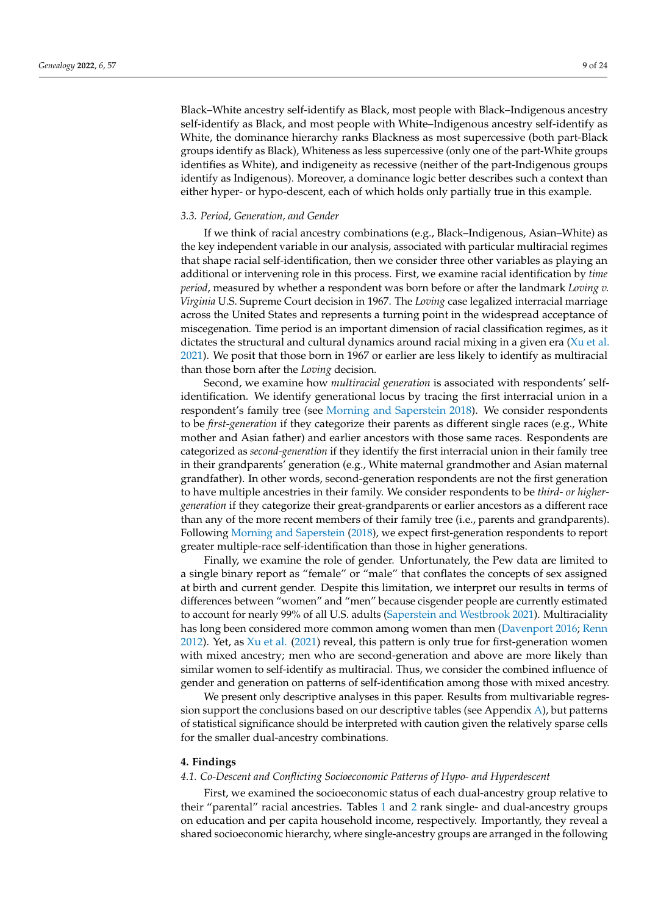Black–White ancestry self-identify as Black, most people with Black–Indigenous ancestry self-identify as Black, and most people with White–Indigenous ancestry self-identify as White, the dominance hierarchy ranks Blackness as most supercessive (both part-Black groups identify as Black), Whiteness as less supercessive (only one of the part-White groups identifies as White), and indigeneity as recessive (neither of the part-Indigenous groups identify as Indigenous). Moreover, a dominance logic better describes such a context than either hyper- or hypo-descent, each of which holds only partially true in this example.

### 3.3. Period, Generation, and Gender

If we think of racial ancestry combinations (e.g., Black–Indigenous, Asian–White) as the key independent variable in our analysis, associated with particular multiracial regimes that shape racial self-identification, then we consider three other variables as playing an additional or intervening role in this process. First, we examine racial identification by *time period*, measured by whether a respondent was born before or after the landmark *Loving v. Virginia* U.S. Supreme Court decision in 1967. The *Loving* case legalized interracial marriage across the United States and represents a turning point in the widespread acceptance of miscegenation. Time period is an important dimension of racial classification regimes, as it dictates the structural and cultural dynamics around racial mixing in a given era (Xu et al. 2021). We posit that those born in 1967 or earlier are less likely to identify as multiracial than those born after the *Loving* decision.

Second, we examine how *multiracial generation* is associated with respondents' self-identification. We identify generational locus by tracing the first interracial union in a respondent's family tree (see Morning and Saperstein 2018). We consider respondents to be *first-generation* if they categorize their parents as different single races (e.g., White mother and Asian father) and earlier ancestors with those same races. Respondents are categorized as *second-generation* if they identify the first interracial union in their family tree in their grandparents' generation (e.g., White maternal grandmother and Asian maternal grandfather). In other words, second-generation respondents are not the first generation to have multiple ancestries in their family. We consider respondents to be *third- or higher-generation* if they categorize their great-grandparents or earlier ancestors as a different race than any of the more recent members of their family tree (i.e., parents and grandparents). Following Morning and Saperstein (2018), we expect first-generation respondents to report greater multiple-race self-identification than those in higher generations.

Finally, we examine the role of gender. Unfortunately, the Pew data are limited to a single binary report as "female" or "male" that conflates the concepts of sex assigned at birth and current gender. Despite this limitation, we interpret our results in terms of differences between "women" and "men" because cisgender people are currently estimated to account for nearly 99% of all U.S. adults (Saperstein and Westbrook 2021). Multiraciality has long been considered more common among women than men (Davenport 2016; Renn 2012). Yet, as Xu et al. (2021) reveal, this pattern is only true for first-generation women with mixed ancestry; men who are second-generation and above are more likely than similar women to self-identify as multiracial. Thus, we consider the combined influence of gender and generation on patterns of self-identification among those with mixed ancestry.

We present only descriptive analyses in this paper. Results from multivariable regression support the conclusions based on our descriptive tables (see Appendix A), but patterns of statistical significance should be interpreted with caution given the relatively sparse cells for the smaller dual-ancestry combinations.

## 4. Findings

### 4.1. Co-Descent and Conflicting Socioeconomic Patterns of Hypo- and Hyperdescent

First, we examined the socioeconomic status of each dual-ancestry group relative to their "parental" racial ancestries. Tables 1 and 2 rank single- and dual-ancestry groups on education and per capita household income, respectively. Importantly, they reveal a shared socioeconomic hierarchy, where single-ancestry groups are arranged in the following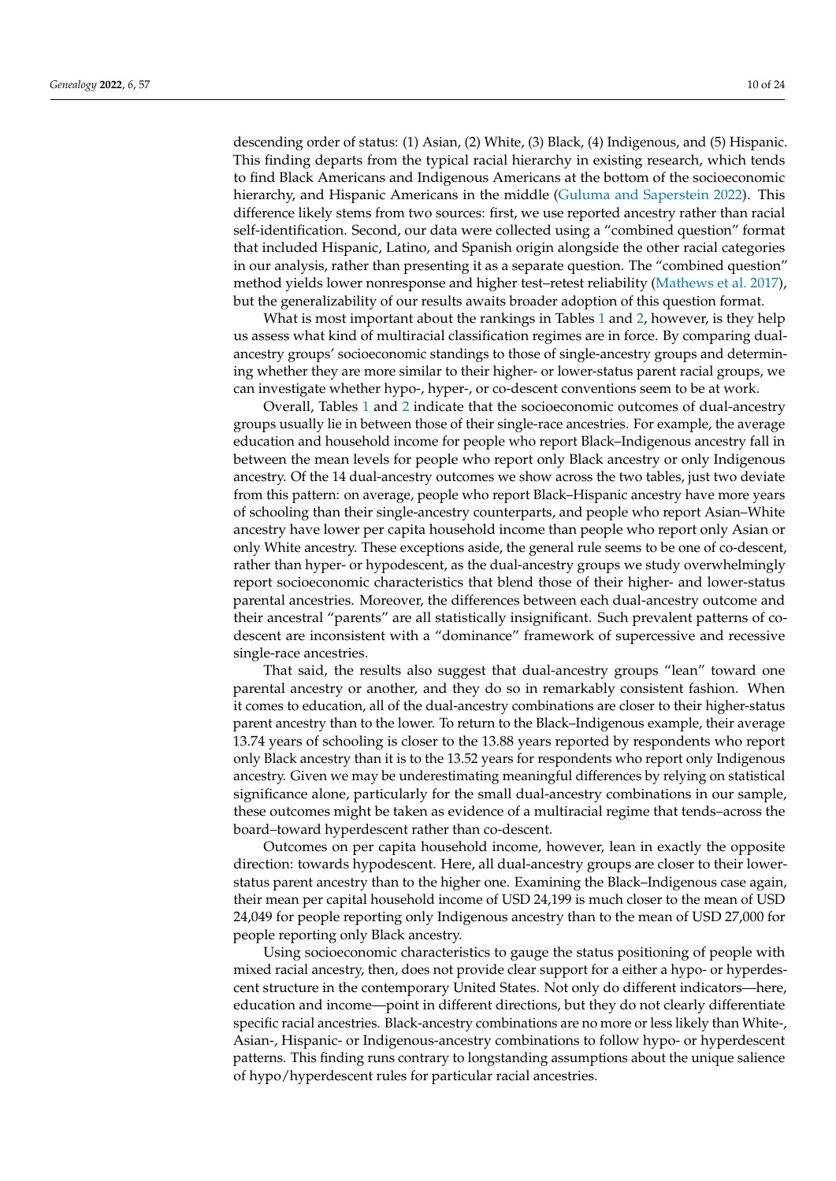descending order of status: (1) Asian, (2) White, (3) Black, (4) Indigenous, and (5) Hispanic. This finding departs from the typical racial hierarchy in existing research, which tends to find Black Americans and Indigenous Americans at the bottom of the socioeconomic hierarchy, and Hispanic Americans in the middle (Guluma and Saperstein 2022). This difference likely stems from two sources: first, we use reported ancestry rather than racial self-identification. Second, our data were collected using a "combined question" format that included Hispanic, Latino, and Spanish origin alongside the other racial categories in our analysis, rather than presenting it as a separate question. The "combined question" method yields lower nonresponse and higher test–retest reliability (Mathews et al. 2017), but the generalizability of our results awaits broader adoption of this question format.

What is most important about the rankings in Tables 1 and 2, however, is they help us assess what kind of multiracial classification regimes are in force. By comparing dual-ancestry groups' socioeconomic standings to those of single-ancestry groups and determining whether they are more similar to their higher- or lower-status parent racial groups, we can investigate whether hypo-, hyper-, or co-descent conventions seem to be at work.

Overall, Tables 1 and 2 indicate that the socioeconomic outcomes of dual-ancestry groups usually lie in between those of their single-race ancestries. For example, the average education and household income for people who report Black–Indigenous ancestry fall in between the mean levels for people who report only Black ancestry or only Indigenous ancestry. Of the 14 dual-ancestry outcomes we show across the two tables, just two deviate from this pattern: on average, people who report Black–Hispanic ancestry have more years of schooling than their single-ancestry counterparts, and people who report Asian–White ancestry have lower per capita household income than people who report only Asian or only White ancestry. These exceptions aside, the general rule seems to be one of co-descent, rather than hyper- or hypodescent, as the dual-ancestry groups we study overwhelmingly report socioeconomic characteristics that blend those of their higher- and lower-status parental ancestries. Moreover, the differences between each dual-ancestry outcome and their ancestral "parents" are all statistically insignificant. Such prevalent patterns of co-descent are inconsistent with a "dominance" framework of supercessive and recessive single-race ancestries.

That said, the results also suggest that dual-ancestry groups "lean" toward one parental ancestry or another, and they do so in remarkably consistent fashion. When it comes to education, all of the dual-ancestry combinations are closer to their higher-status parent ancestry than to the lower. To return to the Black–Indigenous example, their average 13.74 years of schooling is closer to the 13.88 years reported by respondents who report only Black ancestry than it is to the 13.52 years for respondents who report only Indigenous ancestry. Given we may be underestimating meaningful differences by relying on statistical significance alone, particularly for the small dual-ancestry combinations in our sample, these outcomes might be taken as evidence of a multiracial regime that tends–across the board–toward hyperdescent rather than co-descent.

Outcomes on per capita household income, however, lean in exactly the opposite direction: towards hypodescent. Here, all dual-ancestry groups are closer to their lower-status parent ancestry than to the higher one. Examining the Black–Indigenous case again, their mean per capital household income of USD 24,199 is much closer to the mean of USD 24,049 for people reporting only Indigenous ancestry than to the mean of USD 27,000 for people reporting only Black ancestry.

Using socioeconomic characteristics to gauge the status positioning of people with mixed racial ancestry, then, does not provide clear support for a either a hypo- or hyperdescent structure in the contemporary United States. Not only do different indicators—here, education and income—point in different directions, but they do not clearly differentiate specific racial ancestries. Black-ancestry combinations are no more or less likely than White-, Asian-, Hispanic- or Indigenous-ancestry combinations to follow hypo- or hyperdescent patterns. This finding runs contrary to longstanding assumptions about the unique salience of hypo/hyperdescent rules for particular racial ancestries.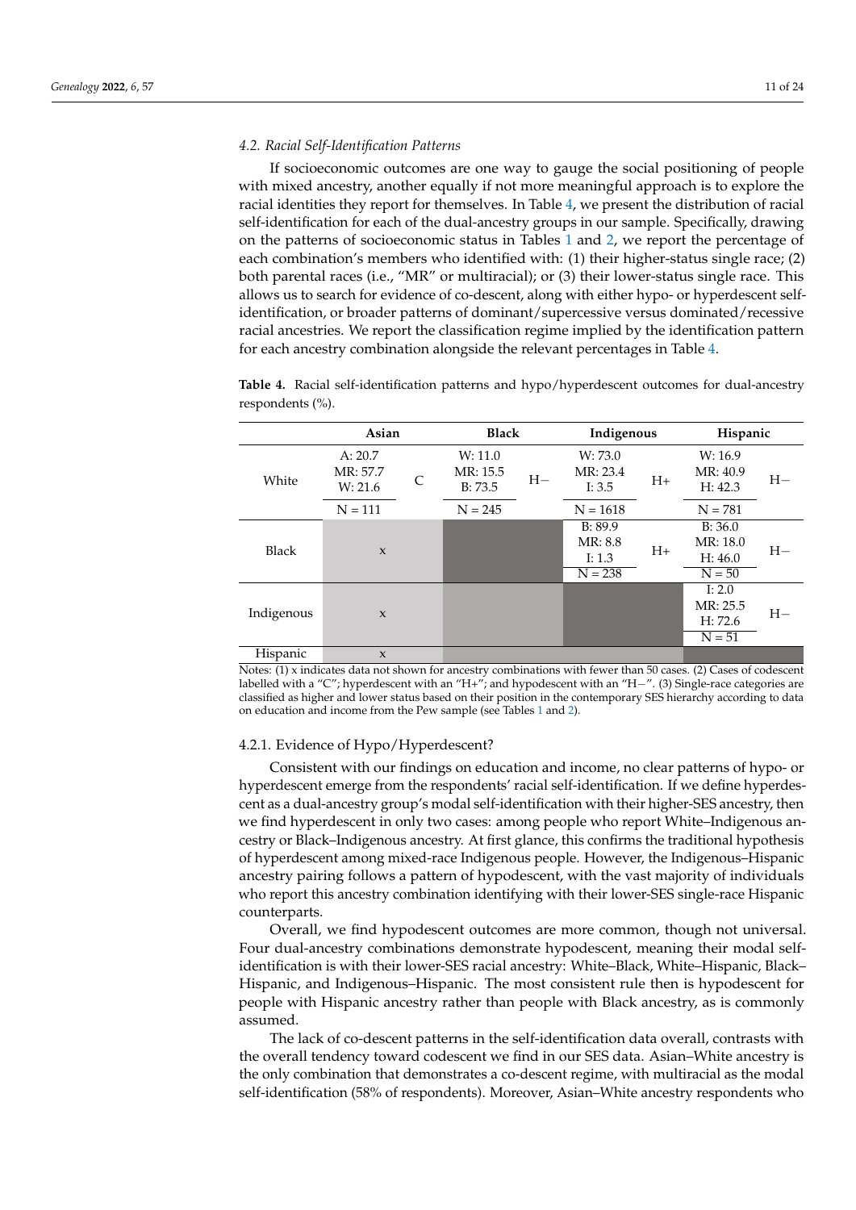### 4.2. Racial Self-Identification Patterns

If socioeconomic outcomes are one way to gauge the social positioning of people with mixed ancestry, another equally if not more meaningful approach is to explore the racial identities they report for themselves. In Table 4, we present the distribution of racial self-identification for each of the dual-ancestry groups in our sample. Specifically, drawing on the patterns of socioeconomic status in Tables 1 and 2, we report the percentage of each combination's members who identified with: (1) their higher-status single race; (2) both parental races (i.e., "MR" or multiracial); or (3) their lower-status single race. This allows us to search for evidence of co-descent, along with either hypo- or hyperdescent self-identification, or broader patterns of dominant/supercessive versus dominated/recessive racial ancestries. We report the classification regime implied by the identification pattern for each ancestry combination alongside the relevant percentages in Table 4.

**Table 4.** Racial self-identification patterns and hypo/hyperdescent outcomes for dual-ancestry respondents (%).

| | Asian | | Black | | Indigenous | | Hispanic | |
|---|---|---|---|---|---|---|---|---|
| White | A: 20.7<br>MR: 57.7<br>W: 21.6<br>N = 111 | C | W: 11.0<br>MR: 15.5<br>B: 73.5<br>N = 245 | H− | W: 73.0<br>MR: 23.4<br>I: 3.5<br>N = 1618 | H+ | W: 16.9<br>MR: 40.9<br>H: 42.3<br>N = 781 | H− |
| Black | x | | | | B: 89.9<br>MR: 8.8<br>I: 1.3<br>N = 238 | H+ | B: 36.0<br>MR: 18.0<br>H: 46.0<br>N = 50 | H− |
| Indigenous | x | | | | | | I: 2.0<br>MR: 25.5<br>H: 72.6<br>N = 51 | H− |
| Hispanic | x | | | | | | | |

Notes: (1) x indicates data not shown for ancestry combinations with fewer than 50 cases. (2) Cases of codescent labelled with a "C"; hyperdescent with an "H+"; and hypodescent with an "H−". (3) Single-race categories are classified as higher and lower status based on their position in the contemporary SES hierarchy according to data on education and income from the Pew sample (see Tables 1 and 2).

#### 4.2.1. Evidence of Hypo/Hyperdescent?

Consistent with our findings on education and income, no clear patterns of hypo- or hyperdescent emerge from the respondents' racial self-identification. If we define hyperdescent as a dual-ancestry group's modal self-identification with their higher-SES ancestry, then we find hyperdescent in only two cases: among people who report White–Indigenous ancestry or Black–Indigenous ancestry. At first glance, this confirms the traditional hypothesis of hyperdescent among mixed-race Indigenous people. However, the Indigenous–Hispanic ancestry pairing follows a pattern of hypodescent, with the vast majority of individuals who report this ancestry combination identifying with their lower-SES single-race Hispanic counterparts.

Overall, we find hypodescent outcomes are more common, though not universal. Four dual-ancestry combinations demonstrate hypodescent, meaning their modal self-identification is with their lower-SES racial ancestry: White–Black, White–Hispanic, Black–Hispanic, and Indigenous–Hispanic. The most consistent rule then is hypodescent for people with Hispanic ancestry rather than people with Black ancestry, as is commonly assumed.

The lack of co-descent patterns in the self-identification data overall, contrasts with the overall tendency toward codescent we find in our SES data. Asian–White ancestry is the only combination that demonstrates a co-descent regime, with multiracial as the modal self-identification (58% of respondents). Moreover, Asian–White ancestry respondents who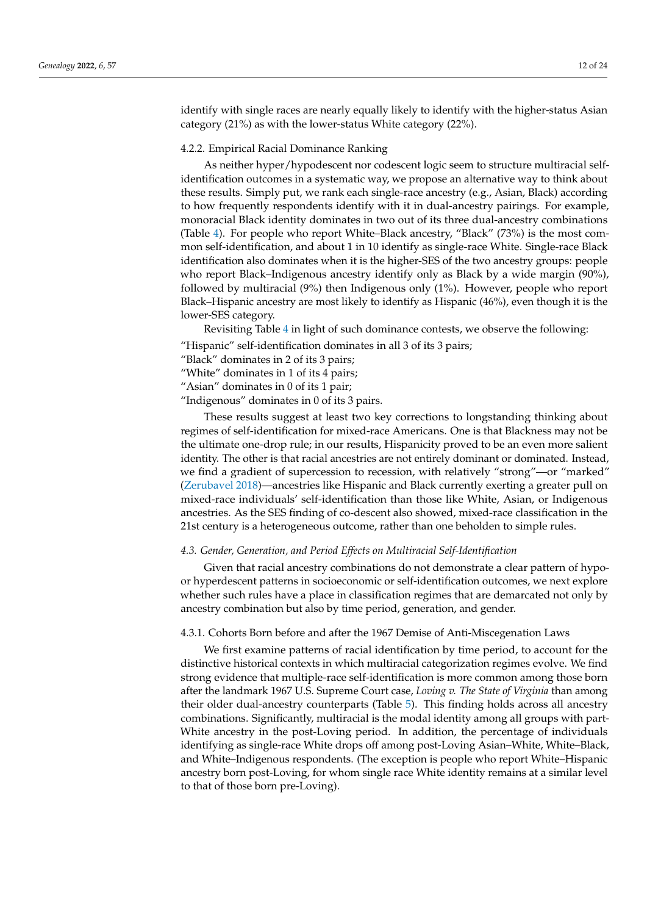identify with single races are nearly equally likely to identify with the higher-status Asian category (21%) as with the lower-status White category (22%).

#### 4.2.2. Empirical Racial Dominance Ranking

As neither hyper/hypodescent nor codescent logic seem to structure multiracial self-identification outcomes in a systematic way, we propose an alternative way to think about these results. Simply put, we rank each single-race ancestry (e.g., Asian, Black) according to how frequently respondents identify with it in dual-ancestry pairings. For example, monoracial Black identity dominates in two out of its three dual-ancestry combinations (Table 4). For people who report White–Black ancestry, "Black" (73%) is the most common self-identification, and about 1 in 10 identify as single-race White. Single-race Black identification also dominates when it is the higher-SES of the two ancestry groups: people who report Black–Indigenous ancestry identify only as Black by a wide margin (90%), followed by multiracial (9%) then Indigenous only (1%). However, people who report Black–Hispanic ancestry are most likely to identify as Hispanic (46%), even though it is the lower-SES category.

Revisiting Table 4 in light of such dominance contests, we observe the following:

"Hispanic" self-identification dominates in all 3 of its 3 pairs;
"Black" dominates in 2 of its 3 pairs;
"White" dominates in 1 of its 4 pairs;
"Asian" dominates in 0 of its 1 pair;
"Indigenous" dominates in 0 of its 3 pairs.

These results suggest at least two key corrections to longstanding thinking about regimes of self-identification for mixed-race Americans. One is that Blackness may not be the ultimate one-drop rule; in our results, Hispanicity proved to be an even more salient identity. The other is that racial ancestries are not entirely dominant or dominated. Instead, we find a gradient of supercession to recession, with relatively "strong"—or "marked" (Zerubavel 2018)—ancestries like Hispanic and Black currently exerting a greater pull on mixed-race individuals' self-identification than those like White, Asian, or Indigenous ancestries. As the SES finding of co-descent also showed, mixed-race classification in the 21st century is a heterogeneous outcome, rather than one beholden to simple rules.

### *4.3. Gender, Generation, and Period Effects on Multiracial Self-Identification*

Given that racial ancestry combinations do not demonstrate a clear pattern of hypo- or hyperdescent patterns in socioeconomic or self-identification outcomes, we next explore whether such rules have a place in classification regimes that are demarcated not only by ancestry combination but also by time period, generation, and gender.

#### 4.3.1. Cohorts Born before and after the 1967 Demise of Anti-Miscegenation Laws

We first examine patterns of racial identification by time period, to account for the distinctive historical contexts in which multiracial categorization regimes evolve. We find strong evidence that multiple-race self-identification is more common among those born after the landmark 1967 U.S. Supreme Court case, *Loving v. The State of Virginia* than among their older dual-ancestry counterparts (Table 5). This finding holds across all ancestry combinations. Significantly, multiracial is the modal identity among all groups with part-White ancestry in the post-Loving period. In addition, the percentage of individuals identifying as single-race White drops off among post-Loving Asian–White, White–Black, and White–Indigenous respondents. (The exception is people who report White–Hispanic ancestry born post-Loving, for whom single race White identity remains at a similar level to that of those born pre-Loving).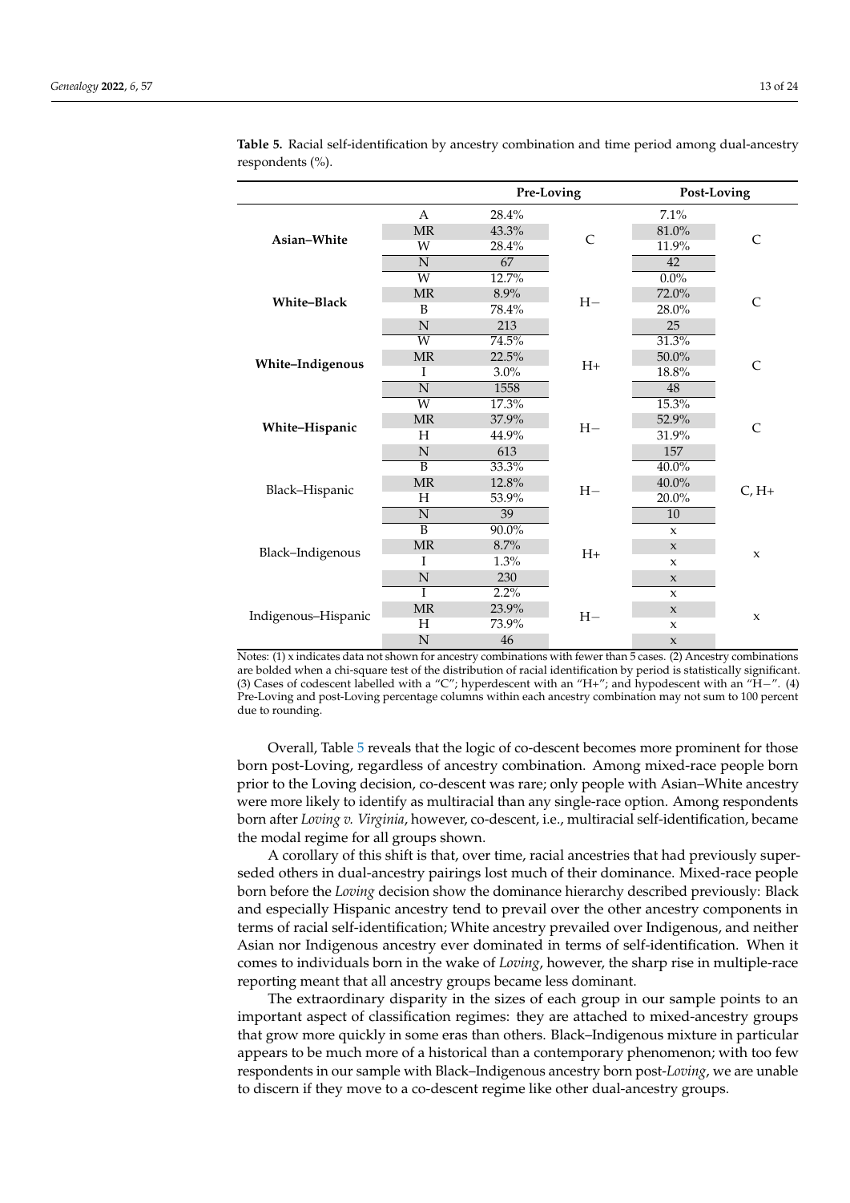**Table 5.** Racial self-identification by ancestry combination and time period among dual-ancestry respondents (%).

| | | Pre-Loving | | Post-Loving | |
|---|---|---|---|---|---|
| **Asian–White** | A | 28.4% | C | 7.1% | C |
| | MR | 43.3% | | 81.0% | |
| | W | 28.4% | | 11.9% | |
| | N | 67 | | 42 | |
| **White–Black** | W | 12.7% | H− | 0.0% | C |
| | MR | 8.9% | | 72.0% | |
| | B | 78.4% | | 28.0% | |
| | N | 213 | | 25 | |
| **White–Indigenous** | W | 74.5% | H+ | 31.3% | C |
| | MR | 22.5% | | 50.0% | |
| | I | 3.0% | | 18.8% | |
| | N | 1558 | | 48 | |
| **White–Hispanic** | W | 17.3% | H− | 15.3% | C |
| | MR | 37.9% | | 52.9% | |
| | H | 44.9% | | 31.9% | |
| | N | 613 | | 157 | |
| Black–Hispanic | B | 33.3% | H− | 40.0% | C, H+ |
| | MR | 12.8% | | 40.0% | |
| | H | 53.9% | | 20.0% | |
| | N | 39 | | 10 | |
| Black–Indigenous | B | 90.0% | H+ | x | x |
| | MR | 8.7% | | x | |
| | I | 1.3% | | x | |
| | N | 230 | | x | |
| Indigenous–Hispanic | I | 2.2% | H− | x | x |
| | MR | 23.9% | | x | |
| | H | 73.9% | | x | |
| | N | 46 | | x | |

Notes: (1) x indicates data not shown for ancestry combinations with fewer than 5 cases. (2) Ancestry combinations are bolded when a chi-square test of the distribution of racial identification by period is statistically significant. (3) Cases of codescent labelled with a "C"; hyperdescent with an "H+"; and hypodescent with an "H−". (4) Pre-Loving and post-Loving percentage columns within each ancestry combination may not sum to 100 percent due to rounding.

Overall, Table 5 reveals that the logic of co-descent becomes more prominent for those born post-Loving, regardless of ancestry combination. Among mixed-race people born prior to the Loving decision, co-descent was rare; only people with Asian–White ancestry were more likely to identify as multiracial than any single-race option. Among respondents born after *Loving v. Virginia*, however, co-descent, i.e., multiracial self-identification, became the modal regime for all groups shown.

A corollary of this shift is that, over time, racial ancestries that had previously superseded others in dual-ancestry pairings lost much of their dominance. Mixed-race people born before the *Loving* decision show the dominance hierarchy described previously: Black and especially Hispanic ancestry tend to prevail over the other ancestry components in terms of racial self-identification; White ancestry prevailed over Indigenous, and neither Asian nor Indigenous ancestry ever dominated in terms of self-identification. When it comes to individuals born in the wake of *Loving*, however, the sharp rise in multiple-race reporting meant that all ancestry groups became less dominant.

The extraordinary disparity in the sizes of each group in our sample points to an important aspect of classification regimes: they are attached to mixed-ancestry groups that grow more quickly in some eras than others. Black–Indigenous mixture in particular appears to be much more of a historical than a contemporary phenomenon; with too few respondents in our sample with Black–Indigenous ancestry born post-*Loving*, we are unable to discern if they move to a co-descent regime like other dual-ancestry groups.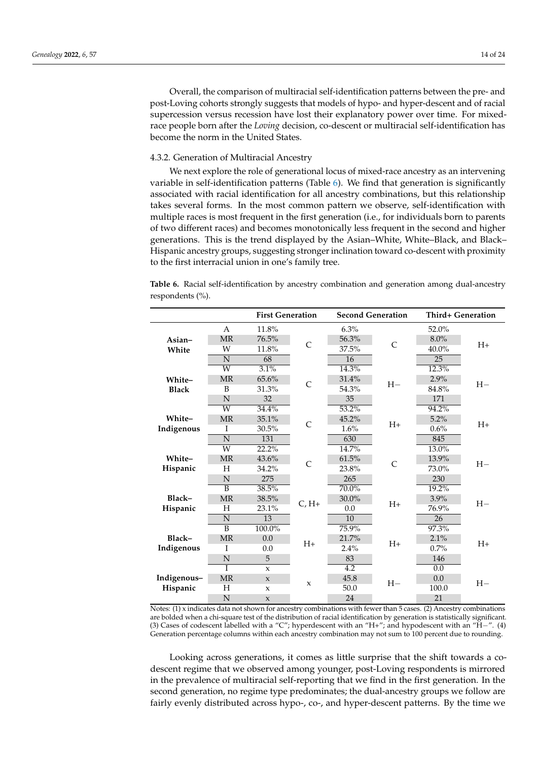Overall, the comparison of multiracial self-identification patterns between the pre- and post-Loving cohorts strongly suggests that models of hypo- and hyper-descent and of racial supercession versus recession have lost their explanatory power over time. For mixed-race people born after the *Loving* decision, co-descent or multiracial self-identification has become the norm in the United States.

#### 4.3.2. Generation of Multiracial Ancestry

We next explore the role of generational locus of mixed-race ancestry as an intervening variable in self-identification patterns (Table 6). We find that generation is significantly associated with racial identification for all ancestry combinations, but this relationship takes several forms. In the most common pattern we observe, self-identification with multiple races is most frequent in the first generation (i.e., for individuals born to parents of two different races) and becomes monotonically less frequent in the second and higher generations. This is the trend displayed by the Asian–White, White–Black, and Black–Hispanic ancestry groups, suggesting stronger inclination toward co-descent with proximity to the first interracial union in one's family tree.

**Table 6.** Racial self-identification by ancestry combination and generation among dual-ancestry respondents (%).

| | | First Generation | | Second Generation | | Third+ Generation | |
|---|---|---|---|---|---|---|---|
| **Asian–White** | A | 11.8% | C | 6.3% | C | 52.0% | H+ |
| | MR | 76.5% | | 56.3% | | 8.0% | |
| | W | 11.8% | | 37.5% | | 40.0% | |
| | N | 68 | | 16 | | 25 | |
| **White–Black** | W | 3.1% | C | 14.3% | H− | 12.3% | H− |
| | MR | 65.6% | | 31.4% | | 2.9% | |
| | B | 31.3% | | 54.3% | | 84.8% | |
| | N | 32 | | 35 | | 171 | |
| **White–Indigenous** | W | 34.4% | C | 53.2% | H+ | 94.2% | H+ |
| | MR | 35.1% | | 45.2% | | 5.2% | |
| | I | 30.5% | | 1.6% | | 0.6% | |
| | N | 131 | | 630 | | 845 | |
| **White–Hispanic** | W | 22.2% | C | 14.7% | C | 13.0% | H− |
| | MR | 43.6% | | 61.5% | | 13.9% | |
| | H | 34.2% | | 23.8% | | 73.0% | |
| | N | 275 | | 265 | | 230 | |
| **Black–Hispanic** | B | 38.5% | C, H+ | 70.0% | H+ | 19.2% | H− |
| | MR | 38.5% | | 30.0% | | 3.9% | |
| | H | 23.1% | | 0.0 | | 76.9% | |
| | N | 13 | | 10 | | 26 | |
| **Black–Indigenous** | B | 100.0% | H+ | 75.9% | H+ | 97.3% | H+ |
| | MR | 0.0 | | 21.7% | | 2.1% | |
| | I | 0.0 | | 2.4% | | 0.7% | |
| | N | 5 | | 83 | | 146 | |
| **Indigenous–Hispanic** | I | x | x | 4.2 | H− | 0.0 | H− |
| | MR | x | | 45.8 | | 0.0 | |
| | H | x | | 50.0 | | 100.0 | |
| | N | x | | 24 | | 21 | |

Notes: (1) x indicates data not shown for ancestry combinations with fewer than 5 cases. (2) Ancestry combinations are bolded when a chi-square test of the distribution of racial identification by generation is statistically significant. (3) Cases of codescent labelled with a "C"; hyperdescent with an "H+"; and hypodescent with an "H−". (4) Generation percentage columns within each ancestry combination may not sum to 100 percent due to rounding.

Looking across generations, it comes as little surprise that the shift towards a co-descent regime that we observed among younger, post-Loving respondents is mirrored in the prevalence of multiracial self-reporting that we find in the first generation. In the second generation, no regime type predominates; the dual-ancestry groups we follow are fairly evenly distributed across hypo-, co-, and hyper-descent patterns. By the time we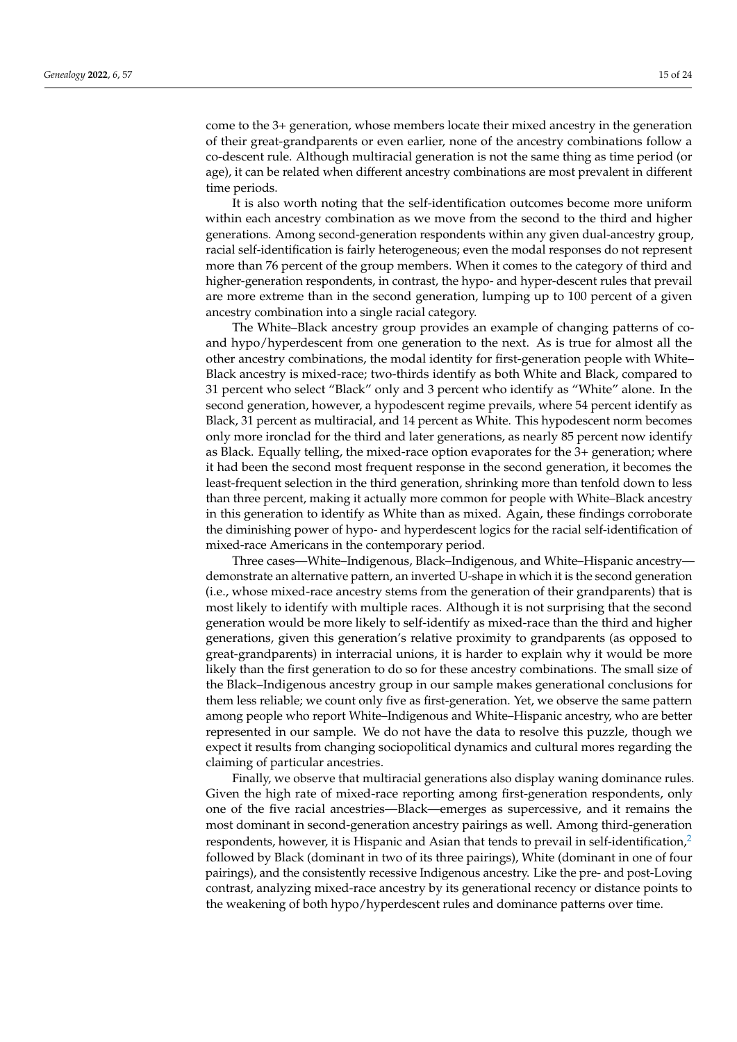come to the 3+ generation, whose members locate their mixed ancestry in the generation of their great-grandparents or even earlier, none of the ancestry combinations follow a co-descent rule. Although multiracial generation is not the same thing as time period (or age), it can be related when different ancestry combinations are most prevalent in different time periods.

It is also worth noting that the self-identification outcomes become more uniform within each ancestry combination as we move from the second to the third and higher generations. Among second-generation respondents within any given dual-ancestry group, racial self-identification is fairly heterogeneous; even the modal responses do not represent more than 76 percent of the group members. When it comes to the category of third and higher-generation respondents, in contrast, the hypo- and hyper-descent rules that prevail are more extreme than in the second generation, lumping up to 100 percent of a given ancestry combination into a single racial category.

The White–Black ancestry group provides an example of changing patterns of co- and hypo/hyperdescent from one generation to the next. As is true for almost all the other ancestry combinations, the modal identity for first-generation people with White–Black ancestry is mixed-race; two-thirds identify as both White and Black, compared to 31 percent who select "Black" only and 3 percent who identify as "White" alone. In the second generation, however, a hypodescent regime prevails, where 54 percent identify as Black, 31 percent as multiracial, and 14 percent as White. This hypodescent norm becomes only more ironclad for the third and later generations, as nearly 85 percent now identify as Black. Equally telling, the mixed-race option evaporates for the 3+ generation; where it had been the second most frequent response in the second generation, it becomes the least-frequent selection in the third generation, shrinking more than tenfold down to less than three percent, making it actually more common for people with White–Black ancestry in this generation to identify as White than as mixed. Again, these findings corroborate the diminishing power of hypo- and hyperdescent logics for the racial self-identification of mixed-race Americans in the contemporary period.

Three cases—White–Indigenous, Black–Indigenous, and White–Hispanic ancestry—demonstrate an alternative pattern, an inverted U-shape in which it is the second generation (i.e., whose mixed-race ancestry stems from the generation of their grandparents) that is most likely to identify with multiple races. Although it is not surprising that the second generation would be more likely to self-identify as mixed-race than the third and higher generations, given this generation's relative proximity to grandparents (as opposed to great-grandparents) in interracial unions, it is harder to explain why it would be more likely than the first generation to do so for these ancestry combinations. The small size of the Black–Indigenous ancestry group in our sample makes generational conclusions for them less reliable; we count only five as first-generation. Yet, we observe the same pattern among people who report White–Indigenous and White–Hispanic ancestry, who are better represented in our sample. We do not have the data to resolve this puzzle, though we expect it results from changing sociopolitical dynamics and cultural mores regarding the claiming of particular ancestries.

Finally, we observe that multiracial generations also display waning dominance rules. Given the high rate of mixed-race reporting among first-generation respondents, only one of the five racial ancestries—Black—emerges as supercessive, and it remains the most dominant in second-generation ancestry pairings as well. Among third-generation respondents, however, it is Hispanic and Asian that tends to prevail in self-identification,[2] followed by Black (dominant in two of its three pairings), White (dominant in one of four pairings), and the consistently recessive Indigenous ancestry. Like the pre- and post-Loving contrast, analyzing mixed-race ancestry by its generational recency or distance points to the weakening of both hypo/hyperdescent rules and dominance patterns over time.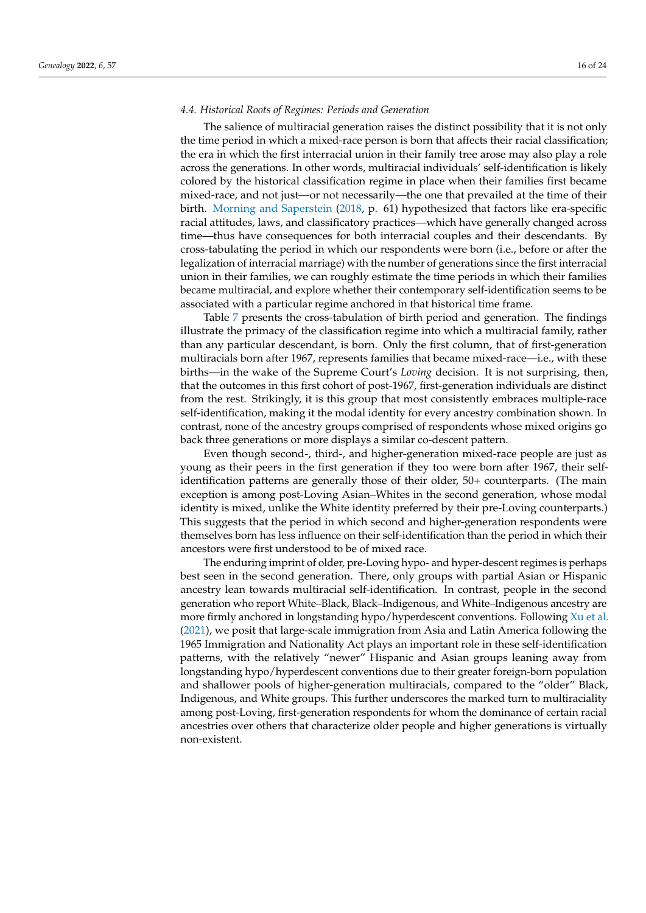### *4.4. Historical Roots of Regimes: Periods and Generation*

The salience of multiracial generation raises the distinct possibility that it is not only the time period in which a mixed-race person is born that affects their racial classification; the era in which the first interracial union in their family tree arose may also play a role across the generations. In other words, multiracial individuals' self-identification is likely colored by the historical classification regime in place when their families first became mixed-race, and not just—or not necessarily—the one that prevailed at the time of their birth. Morning and Saperstein (2018, p. 61) hypothesized that factors like era-specific racial attitudes, laws, and classificatory practices—which have generally changed across time—thus have consequences for both interracial couples and their descendants. By cross-tabulating the period in which our respondents were born (i.e., before or after the legalization of interracial marriage) with the number of generations since the first interracial union in their families, we can roughly estimate the time periods in which their families became multiracial, and explore whether their contemporary self-identification seems to be associated with a particular regime anchored in that historical time frame.

Table 7 presents the cross-tabulation of birth period and generation. The findings illustrate the primacy of the classification regime into which a multiracial family, rather than any particular descendant, is born. Only the first column, that of first-generation multiracials born after 1967, represents families that became mixed-race—i.e., with these births—in the wake of the Supreme Court's *Loving* decision. It is not surprising, then, that the outcomes in this first cohort of post-1967, first-generation individuals are distinct from the rest. Strikingly, it is this group that most consistently embraces multiple-race self-identification, making it the modal identity for every ancestry combination shown. In contrast, none of the ancestry groups comprised of respondents whose mixed origins go back three generations or more displays a similar co-descent pattern.

Even though second-, third-, and higher-generation mixed-race people are just as young as their peers in the first generation if they too were born after 1967, their self-identification patterns are generally those of their older, 50+ counterparts. (The main exception is among post-Loving Asian–Whites in the second generation, whose modal identity is mixed, unlike the White identity preferred by their pre-Loving counterparts.) This suggests that the period in which second and higher-generation respondents were themselves born has less influence on their self-identification than the period in which their ancestors were first understood to be of mixed race.

The enduring imprint of older, pre-Loving hypo- and hyper-descent regimes is perhaps best seen in the second generation. There, only groups with partial Asian or Hispanic ancestry lean towards multiracial self-identification. In contrast, people in the second generation who report White–Black, Black–Indigenous, and White–Indigenous ancestry are more firmly anchored in longstanding hypo/hyperdescent conventions. Following Xu et al. (2021), we posit that large-scale immigration from Asia and Latin America following the 1965 Immigration and Nationality Act plays an important role in these self-identification patterns, with the relatively "newer" Hispanic and Asian groups leaning away from longstanding hypo/hyperdescent conventions due to their greater foreign-born population and shallower pools of higher-generation multiracials, compared to the "older" Black, Indigenous, and White groups. This further underscores the marked turn to multiraciality among post-Loving, first-generation respondents for whom the dominance of certain racial ancestries over others that characterize older people and higher generations is virtually non-existent.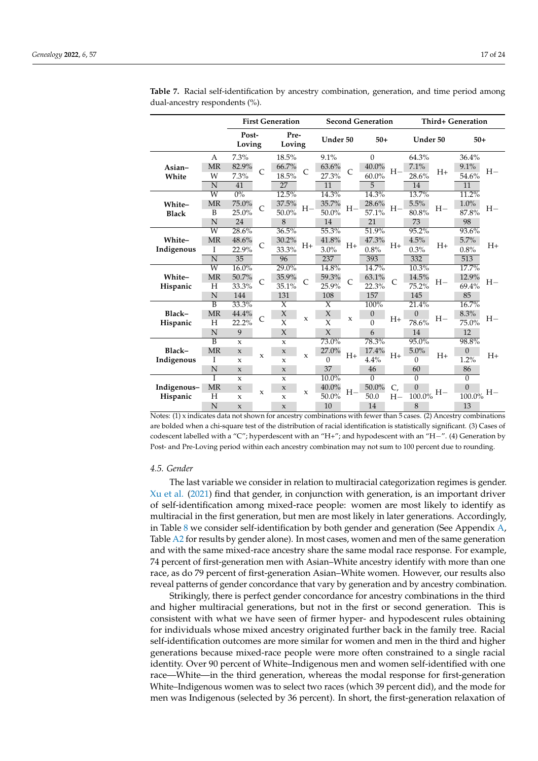**Table 7.** Racial self-identification by ancestry combination, generation, and time period among dual-ancestry respondents (%).

| | | First Generation | | | | Second Generation | | | | Third+ Generation | | | |
|---|---|---|---|---|---|---|---|---|---|---|---|---|---|
| | | Post-Loving | | Pre-Loving | | Under 50 | | 50+ | | Under 50 | | 50+ | |
| **Asian–White** | A | 7.3% | C | 18.5% | C | 9.1% | C | 0 | H− | 64.3% | H+ | 36.4% | H− |
| | MR | 82.9% | | 66.7% | | 63.6% | | 40.0% | | 7.1% | | 9.1% | |
| | W | 7.3% | | 18.5% | | 27.3% | | 60.0% | | 28.6% | | 54.6% | |
| | N | 41 | | 27 | | 11 | | 5 | | 14 | | 11 | |
| **White–Black** | W | 0% | C | 12.5% | H− | 14.3% | H− | 14.3% | H− | 13.7% | H− | 11.2% | H− |
| | MR | 75.0% | | 37.5% | | 35.7% | | 28.6% | | 5.5% | | 1.0% | |
| | B | 25.0% | | 50.0% | | 50.0% | | 57.1% | | 80.8% | | 87.8% | |
| | N | 24 | | 8 | | 14 | | 21 | | 73 | | 98 | |
| **White–Indigenous** | W | 28.6% | C | 36.5% | H+ | 55.3% | H+ | 51.9% | H+ | 95.2% | H+ | 93.6% | H+ |
| | MR | 48.6% | | 30.2% | | 41.8% | | 47.3% | | 4.5% | | 5.7% | |
| | I | 22.9% | | 33.3% | | 3.0% | | 0.8% | | 0.3% | | 0.8% | |
| | N | 35 | | 96 | | 237 | | 393 | | 332 | | 513 | |
| **White–Hispanic** | W | 16.0% | C | 29.0% | C | 14.8% | C | 14.7% | C | 10.3% | H− | 17.7% | H− |
| | MR | 50.7% | | 35.9% | | 59.3% | | 63.1% | | 14.5% | | 12.9% | |
| | H | 33.3% | | 35.1% | | 25.9% | | 22.3% | | 75.2% | | 69.4% | |
| | N | 144 | | 131 | | 108 | | 157 | | 145 | | 85 | |
| **Black–Hispanic** | B | 33.3% | C | X | x | X | x | 100% | H+ | 21.4% | H− | 16.7% | H− |
| | MR | 44.4% | | X | | X | | 0 | | 0 | | 8.3% | |
| | H | 22.2% | | X | | X | | 0 | | 78.6% | | 75.0% | |
| | N | 9 | | X | | X | | 6 | | 14 | | 12 | |
| **Black–Indigenous** | B | x | x | x | x | 73.0% | H+ | 78.3% | H+ | 95.0% | H+ | 98.8% | H+ |
| | MR | x | | x | | 27.0% | | 17.4% | | 5.0% | | 0 | |
| | I | x | | x | | 0 | | 4.4% | | 0 | | 1.2% | |
| | N | x | | x | | 37 | | 46 | | 60 | | 86 | |
| **Indigenous–Hispanic** | I | x | x | x | x | 10.0% | H− | 0 | C, H− | 0 | H− | 0 | H− |
| | MR | x | | x | | 40.0% | | 50.0% | | 0 | | 0 | |
| | H | x | | x | | 50.0% | | 50.0 | | 100.0% | | 100.0% | |
| | N | x | | x | | 10 | | 14 | | 8 | | 13 | |

Notes: (1) x indicates data not shown for ancestry combinations with fewer than 5 cases. (2) Ancestry combinations are bolded when a chi-square test of the distribution of racial identification is statistically significant. (3) Cases of codescent labelled with a "C"; hyperdescent with an "H+"; and hypodescent with an "H−". (4) Generation by Post- and Pre-Loving period within each ancestry combination may not sum to 100 percent due to rounding.

### 4.5. Gender

The last variable we consider in relation to multiracial categorization regimes is gender. Xu et al. (2021) find that gender, in conjunction with generation, is an important driver of self-identification among mixed-race people: women are most likely to identify as multiracial in the first generation, but men are most likely in later generations. Accordingly, in Table 8 we consider self-identification by both gender and generation (See Appendix A, Table A2 for results by gender alone). In most cases, women and men of the same generation and with the same mixed-race ancestry share the same modal race response. For example, 74 percent of first-generation men with Asian–White ancestry identify with more than one race, as do 79 percent of first-generation Asian–White women. However, our results also reveal patterns of gender concordance that vary by generation and by ancestry combination.

Strikingly, there is perfect gender concordance for ancestry combinations in the third and higher multiracial generations, but not in the first or second generation. This is consistent with what we have seen of firmer hyper- and hypodescent rules obtaining for individuals whose mixed ancestry originated further back in the family tree. Racial self-identification outcomes are more similar for women and men in the third and higher generations because mixed-race people were more often constrained to a single racial identity. Over 90 percent of White–Indigenous men and women self-identified with one race—White—in the third generation, whereas the modal response for first-generation White–Indigenous women was to select two races (which 39 percent did), and the mode for men was Indigenous (selected by 36 percent). In short, the first-generation relaxation of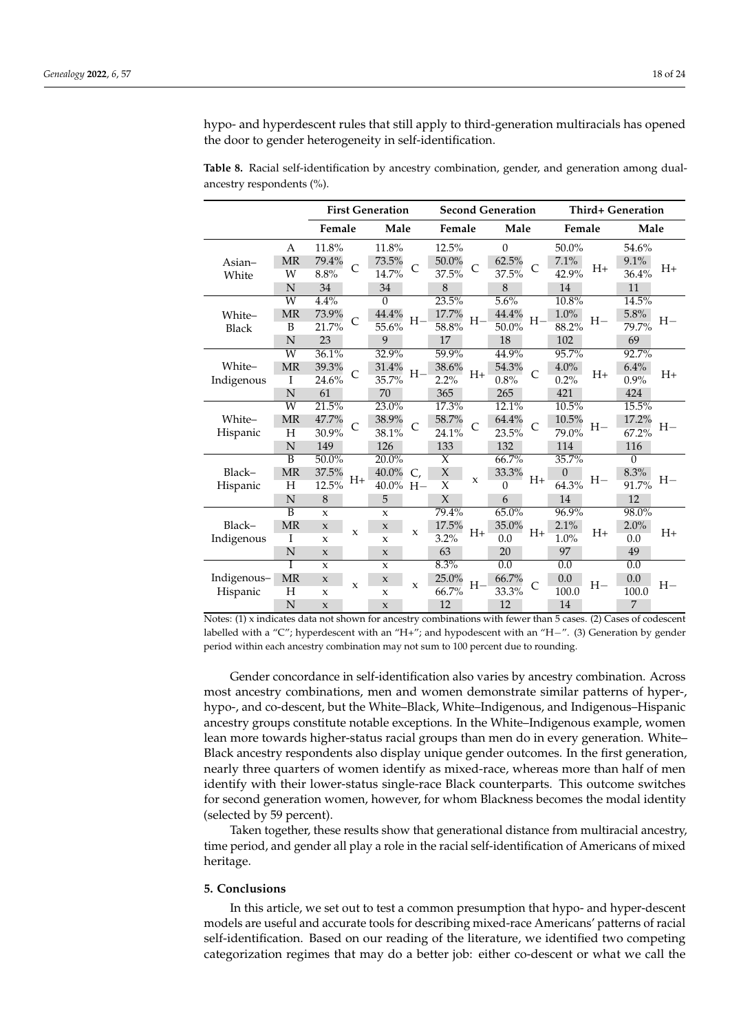hypo- and hyperdescent rules that still apply to third-generation multiracials has opened the door to gender heterogeneity in self-identification.

**Table 8.** Racial self-identification by ancestry combination, gender, and generation among dual-ancestry respondents (%).

| | | First Generation | | | | Second Generation | | | | Third+ Generation | | | |
|---|---|---|---|---|---|---|---|---|---|---|---|---|---|
| | | Female | | Male | | Female | | Male | | Female | | Male | |
| Asian–White | A | 11.8% | C | 11.8% | C | 12.5% | C | 0 | C | 50.0% | H+ | 54.6% | H+ |
| | MR | 79.4% | | 73.5% | | 50.0% | | 62.5% | | 7.1% | | 9.1% | |
| | W | 8.8% | | 14.7% | | 37.5% | | 37.5% | | 42.9% | | 36.4% | |
| | N | 34 | | 34 | | 8 | | 8 | | 14 | | 11 | |
| White–Black | W | 4.4% | C | 0 | H− | 23.5% | H− | 5.6% | H− | 10.8% | H− | 14.5% | H− |
| | MR | 73.9% | | 44.4% | | 17.7% | | 44.4% | | 1.0% | | 5.8% | |
| | B | 21.7% | | 55.6% | | 58.8% | | 50.0% | | 88.2% | | 79.7% | |
| | N | 23 | | 9 | | 17 | | 18 | | 102 | | 69 | |
| White–Indigenous | W | 36.1% | C | 32.9% | H− | 59.9% | H+ | 44.9% | C | 95.7% | H+ | 92.7% | H+ |
| | MR | 39.3% | | 31.4% | | 38.6% | | 54.3% | | 4.0% | | 6.4% | |
| | I | 24.6% | | 35.7% | | 2.2% | | 0.8% | | 0.2% | | 0.9% | |
| | N | 61 | | 70 | | 365 | | 265 | | 421 | | 424 | |
| White–Hispanic | W | 21.5% | C | 23.0% | C | 17.3% | C | 12.1% | C | 10.5% | H− | 15.5% | H− |
| | MR | 47.7% | | 38.9% | | 58.7% | | 64.4% | | 10.5% | | 17.2% | |
| | H | 30.9% | | 38.1% | | 24.1% | | 23.5% | | 79.0% | | 67.2% | |
| | N | 149 | | 126 | | 133 | | 132 | | 114 | | 116 | |
| Black–Hispanic | B | 50.0% | H+ | 20.0% | C, H− | X | x | 66.7% | H+ | 35.7% | H− | 0 | H− |
| | MR | 37.5% | | 40.0% | | X | | 33.3% | | 0 | | 8.3% | |
| | H | 12.5% | | 40.0% | | X | | 0 | | 64.3% | | 91.7% | |
| | N | 8 | | 5 | | X | | 6 | | 14 | | 12 | |
| Black–Indigenous | B | x | x | x | x | 79.4% | H+ | 65.0% | H+ | 96.9% | H+ | 98.0% | H+ |
| | MR | x | | x | | 17.5% | | 35.0% | | 2.1% | | 2.0% | |
| | I | x | | x | | 3.2% | | 0.0 | | 1.0% | | 0.0 | |
| | N | x | | x | | 63 | | 20 | | 97 | | 49 | |
| Indigenous–Hispanic | I | x | x | x | x | 8.3% | H− | 0.0 | C | 0.0 | H− | 0.0 | H− |
| | MR | x | | x | | 25.0% | | 66.7% | | 0.0 | | 0.0 | |
| | H | x | | x | | 66.7% | | 33.3% | | 100.0 | | 100.0 | |
| | N | x | | x | | 12 | | 12 | | 14 | | 7 | |

Notes: (1) x indicates data not shown for ancestry combinations with fewer than 5 cases. (2) Cases of codescent labelled with a "C"; hyperdescent with an "H+"; and hypodescent with an "H−". (3) Generation by gender period within each ancestry combination may not sum to 100 percent due to rounding.

Gender concordance in self-identification also varies by ancestry combination. Across most ancestry combinations, men and women demonstrate similar patterns of hyper-, hypo-, and co-descent, but the White–Black, White–Indigenous, and Indigenous–Hispanic ancestry groups constitute notable exceptions. In the White–Indigenous example, women lean more towards higher-status racial groups than men do in every generation. White–Black ancestry respondents also display unique gender outcomes. In the first generation, nearly three quarters of women identify as mixed-race, whereas more than half of men identify with their lower-status single-race Black counterparts. This outcome switches for second generation women, however, for whom Blackness becomes the modal identity (selected by 59 percent).

Taken together, these results show that generational distance from multiracial ancestry, time period, and gender all play a role in the racial self-identification of Americans of mixed heritage.

## 5. Conclusions

In this article, we set out to test a common presumption that hypo- and hyper-descent models are useful and accurate tools for describing mixed-race Americans' patterns of racial self-identification. Based on our reading of the literature, we identified two competing categorization regimes that may do a better job: either co-descent or what we call the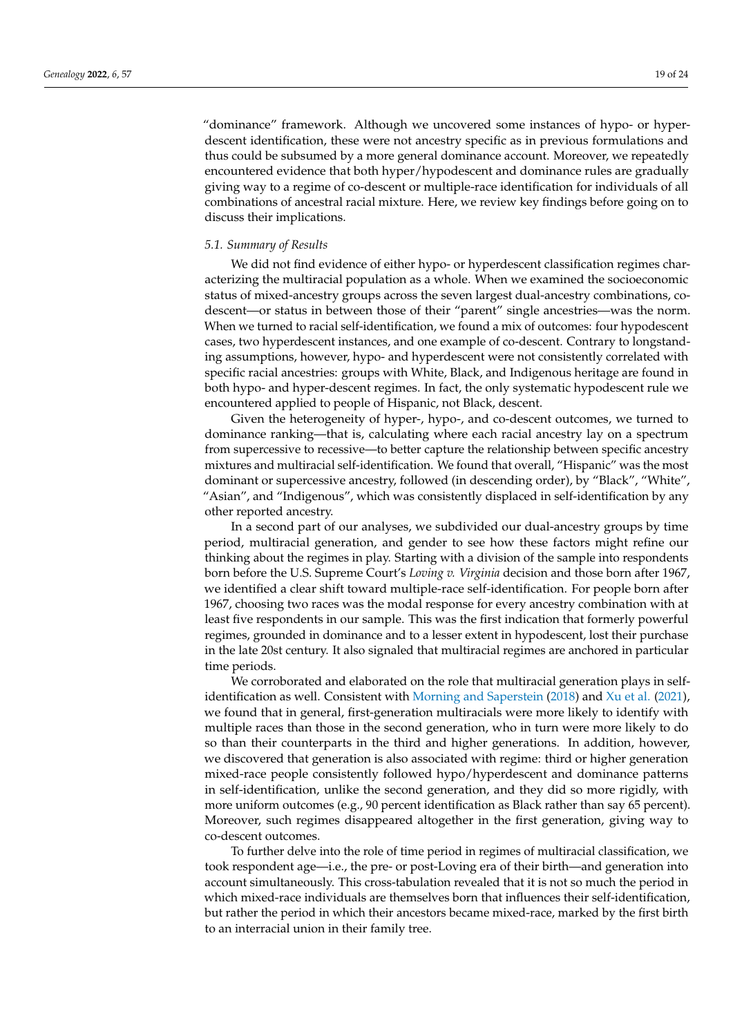"dominance" framework. Although we uncovered some instances of hypo- or hyperdescent identification, these were not ancestry specific as in previous formulations and thus could be subsumed by a more general dominance account. Moreover, we repeatedly encountered evidence that both hyper/hypodescent and dominance rules are gradually giving way to a regime of co-descent or multiple-race identification for individuals of all combinations of ancestral racial mixture. Here, we review key findings before going on to discuss their implications.

### *5.1. Summary of Results*

We did not find evidence of either hypo- or hyperdescent classification regimes characterizing the multiracial population as a whole. When we examined the socioeconomic status of mixed-ancestry groups across the seven largest dual-ancestry combinations, co-descent—or status in between those of their "parent" single ancestries—was the norm. When we turned to racial self-identification, we found a mix of outcomes: four hypodescent cases, two hyperdescent instances, and one example of co-descent. Contrary to longstanding assumptions, however, hypo- and hyperdescent were not consistently correlated with specific racial ancestries: groups with White, Black, and Indigenous heritage are found in both hypo- and hyper-descent regimes. In fact, the only systematic hypodescent rule we encountered applied to people of Hispanic, not Black, descent.

Given the heterogeneity of hyper-, hypo-, and co-descent outcomes, we turned to dominance ranking—that is, calculating where each racial ancestry lay on a spectrum from supercessive to recessive—to better capture the relationship between specific ancestry mixtures and multiracial self-identification. We found that overall, "Hispanic" was the most dominant or supercessive ancestry, followed (in descending order), by "Black", "White", "Asian", and "Indigenous", which was consistently displaced in self-identification by any other reported ancestry.

In a second part of our analyses, we subdivided our dual-ancestry groups by time period, multiracial generation, and gender to see how these factors might refine our thinking about the regimes in play. Starting with a division of the sample into respondents born before the U.S. Supreme Court's *Loving v. Virginia* decision and those born after 1967, we identified a clear shift toward multiple-race self-identification. For people born after 1967, choosing two races was the modal response for every ancestry combination with at least five respondents in our sample. This was the first indication that formerly powerful regimes, grounded in dominance and to a lesser extent in hypodescent, lost their purchase in the late 20st century. It also signaled that multiracial regimes are anchored in particular time periods.

We corroborated and elaborated on the role that multiracial generation plays in self-identification as well. Consistent with Morning and Saperstein (2018) and Xu et al. (2021), we found that in general, first-generation multiracials were more likely to identify with multiple races than those in the second generation, who in turn were more likely to do so than their counterparts in the third and higher generations. In addition, however, we discovered that generation is also associated with regime: third or higher generation mixed-race people consistently followed hypo/hyperdescent and dominance patterns in self-identification, unlike the second generation, and they did so more rigidly, with more uniform outcomes (e.g., 90 percent identification as Black rather than say 65 percent). Moreover, such regimes disappeared altogether in the first generation, giving way to co-descent outcomes.

To further delve into the role of time period in regimes of multiracial classification, we took respondent age—i.e., the pre- or post-Loving era of their birth—and generation into account simultaneously. This cross-tabulation revealed that it is not so much the period in which mixed-race individuals are themselves born that influences their self-identification, but rather the period in which their ancestors became mixed-race, marked by the first birth to an interracial union in their family tree.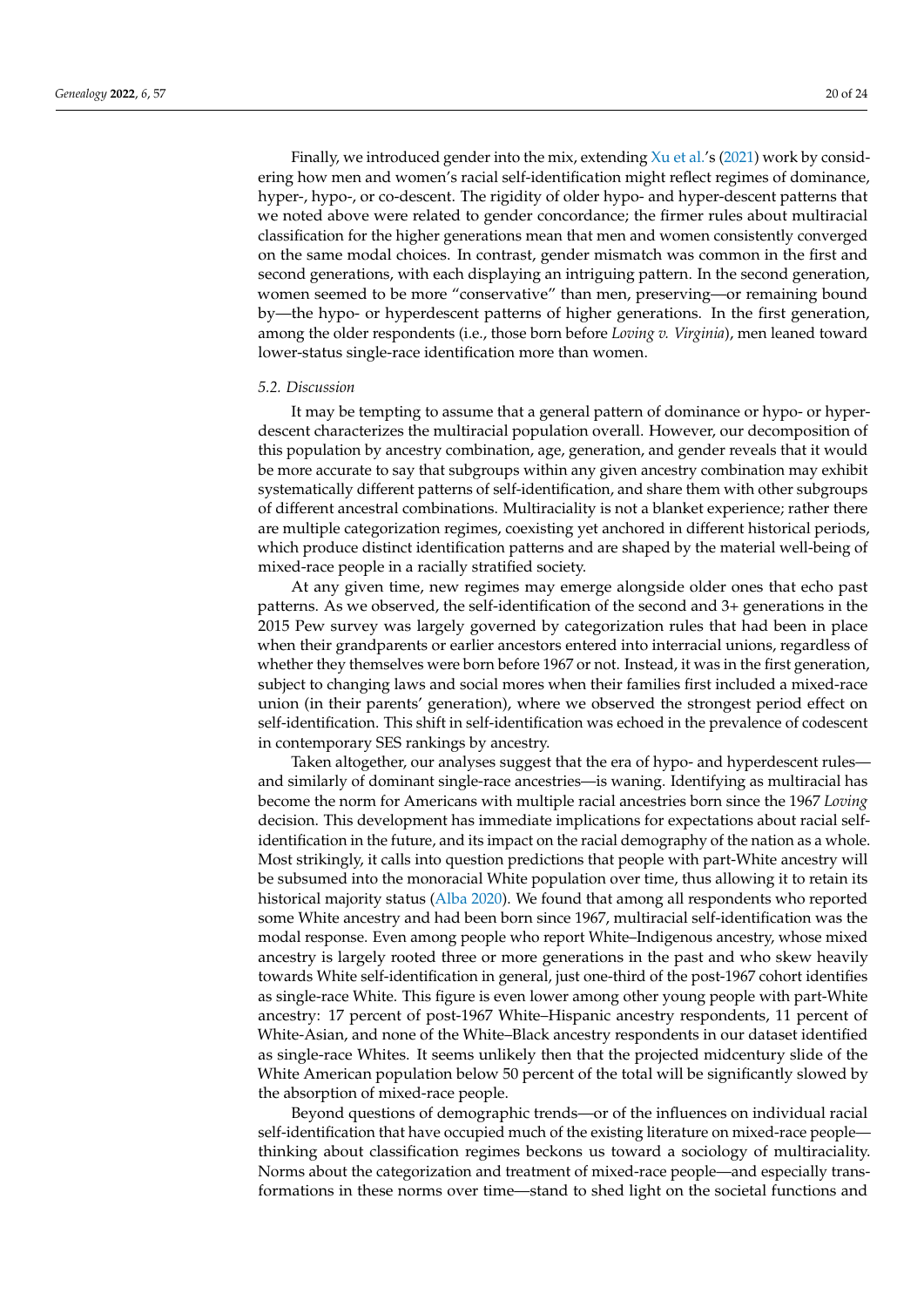Finally, we introduced gender into the mix, extending Xu et al.'s (2021) work by considering how men and women's racial self-identification might reflect regimes of dominance, hyper-, hypo-, or co-descent. The rigidity of older hypo- and hyper-descent patterns that we noted above were related to gender concordance; the firmer rules about multiracial classification for the higher generations mean that men and women consistently converged on the same modal choices. In contrast, gender mismatch was common in the first and second generations, with each displaying an intriguing pattern. In the second generation, women seemed to be more "conservative" than men, preserving—or remaining bound by—the hypo- or hyperdescent patterns of higher generations. In the first generation, among the older respondents (i.e., those born before *Loving v. Virginia*), men leaned toward lower-status single-race identification more than women.

### *5.2. Discussion*

It may be tempting to assume that a general pattern of dominance or hypo- or hyper-descent characterizes the multiracial population overall. However, our decomposition of this population by ancestry combination, age, generation, and gender reveals that it would be more accurate to say that subgroups within any given ancestry combination may exhibit systematically different patterns of self-identification, and share them with other subgroups of different ancestral combinations. Multiraciality is not a blanket experience; rather there are multiple categorization regimes, coexisting yet anchored in different historical periods, which produce distinct identification patterns and are shaped by the material well-being of mixed-race people in a racially stratified society.

At any given time, new regimes may emerge alongside older ones that echo past patterns. As we observed, the self-identification of the second and 3+ generations in the 2015 Pew survey was largely governed by categorization rules that had been in place when their grandparents or earlier ancestors entered into interracial unions, regardless of whether they themselves were born before 1967 or not. Instead, it was in the first generation, subject to changing laws and social mores when their families first included a mixed-race union (in their parents' generation), where we observed the strongest period effect on self-identification. This shift in self-identification was echoed in the prevalence of codescent in contemporary SES rankings by ancestry.

Taken altogether, our analyses suggest that the era of hypo- and hyperdescent rules—and similarly of dominant single-race ancestries—is waning. Identifying as multiracial has become the norm for Americans with multiple racial ancestries born since the 1967 *Loving* decision. This development has immediate implications for expectations about racial self-identification in the future, and its impact on the racial demography of the nation as a whole. Most strikingly, it calls into question predictions that people with part-White ancestry will be subsumed into the monoracial White population over time, thus allowing it to retain its historical majority status (Alba 2020). We found that among all respondents who reported some White ancestry and had been born since 1967, multiracial self-identification was the modal response. Even among people who report White–Indigenous ancestry, whose mixed ancestry is largely rooted three or more generations in the past and who skew heavily towards White self-identification in general, just one-third of the post-1967 cohort identifies as single-race White. This figure is even lower among other young people with part-White ancestry: 17 percent of post-1967 White–Hispanic ancestry respondents, 11 percent of White-Asian, and none of the White–Black ancestry respondents in our dataset identified as single-race Whites. It seems unlikely then that the projected midcentury slide of the White American population below 50 percent of the total will be significantly slowed by the absorption of mixed-race people.

Beyond questions of demographic trends—or of the influences on individual racial self-identification that have occupied much of the existing literature on mixed-race people—thinking about classification regimes beckons us toward a sociology of multiraciality. Norms about the categorization and treatment of mixed-race people—and especially transformations in these norms over time—stand to shed light on the societal functions and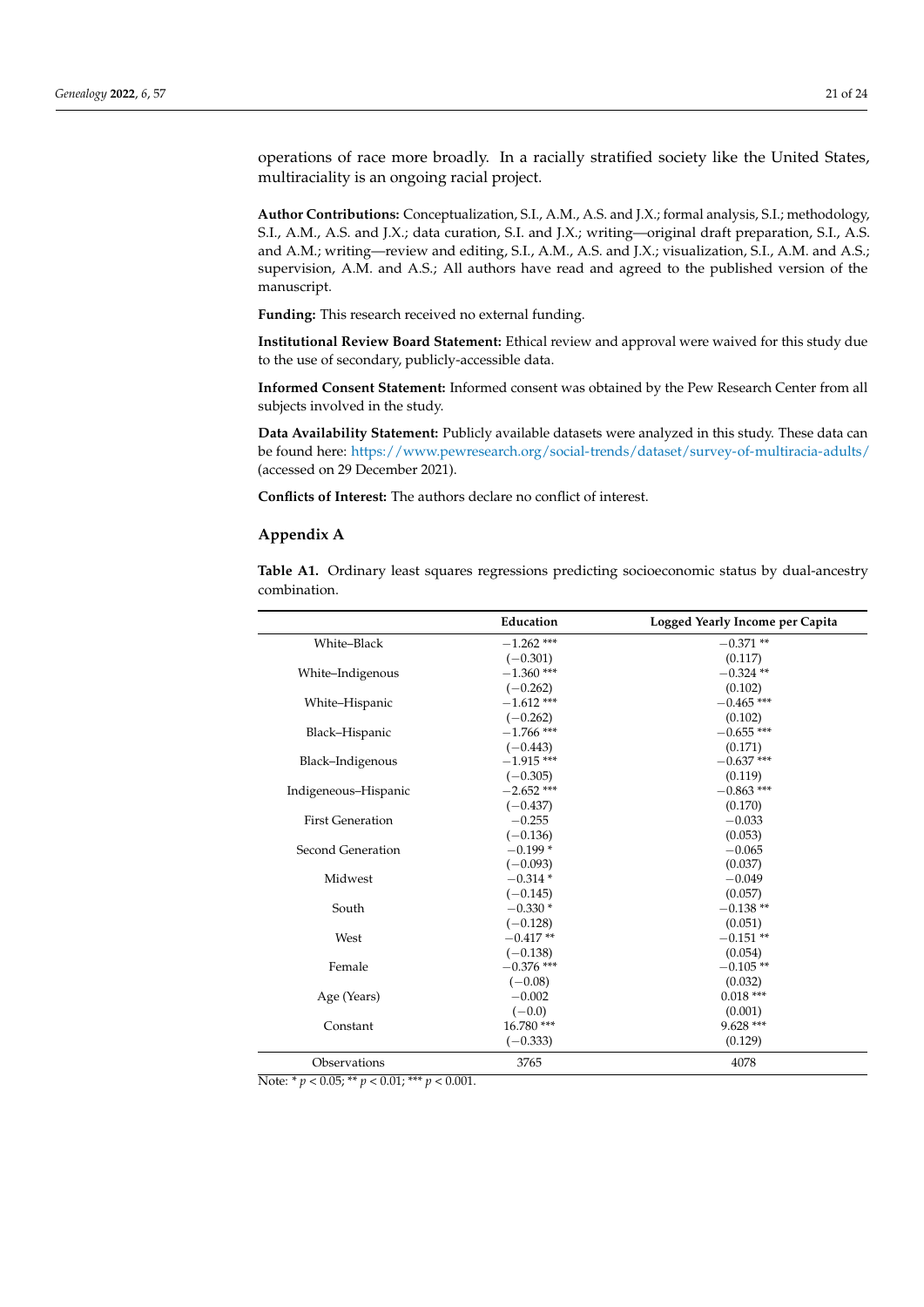operations of race more broadly. In a racially stratified society like the United States, multiraciality is an ongoing racial project.

**Author Contributions:** Conceptualization, S.I., A.M., A.S. and J.X.; formal analysis, S.I.; methodology, S.I., A.M., A.S. and J.X.; data curation, S.I. and J.X.; writing—original draft preparation, S.I., A.S. and A.M.; writing—review and editing, S.I., A.M., A.S. and J.X.; visualization, S.I., A.M. and A.S.; supervision, A.M. and A.S.; All authors have read and agreed to the published version of the manuscript.

**Funding:** This research received no external funding.

**Institutional Review Board Statement:** Ethical review and approval were waived for this study due to the use of secondary, publicly-accessible data.

**Informed Consent Statement:** Informed consent was obtained by the Pew Research Center from all subjects involved in the study.

**Data Availability Statement:** Publicly available datasets were analyzed in this study. These data can be found here: https://www.pewresearch.org/social-trends/dataset/survey-of-multiracia-adults/ (accessed on 29 December 2021).

**Conflicts of Interest:** The authors declare no conflict of interest.

## Appendix A

**Table A1.** Ordinary least squares regressions predicting socioeconomic status by dual-ancestry combination.

| | Education | Logged Yearly Income per Capita |
|---|---|---|
| White–Black | −1.262 *** | −0.371 ** |
| | (−0.301) | (0.117) |
| White–Indigenous | −1.360 *** | −0.324 ** |
| | (−0.262) | (0.102) |
| White–Hispanic | −1.612 *** | −0.465 *** |
| | (−0.262) | (0.102) |
| Black–Hispanic | −1.766 *** | −0.655 *** |
| | (−0.443) | (0.171) |
| Black–Indigenous | −1.915 *** | −0.637 *** |
| | (−0.305) | (0.119) |
| Indigeneous–Hispanic | −2.652 *** | −0.863 *** |
| | (−0.437) | (0.170) |
| First Generation | −0.255 | −0.033 |
| | (−0.136) | (0.053) |
| Second Generation | −0.199 * | −0.065 |
| | (−0.093) | (0.037) |
| Midwest | −0.314 * | −0.049 |
| | (−0.145) | (0.057) |
| South | −0.330 * | −0.138 ** |
| | (−0.128) | (0.051) |
| West | −0.417 ** | −0.151 ** |
| | (−0.138) | (0.054) |
| Female | −0.376 *** | −0.105 ** |
| | (−0.08) | (0.032) |
| Age (Years) | −0.002 | 0.018 *** |
| | (−0.0) | (0.001) |
| Constant | 16.780 *** | 9.628 *** |
| | (−0.333) | (0.129) |
| Observations | 3765 | 4078 |

Note: * $p < 0.05$; ** $p < 0.01$; *** $p < 0.001$.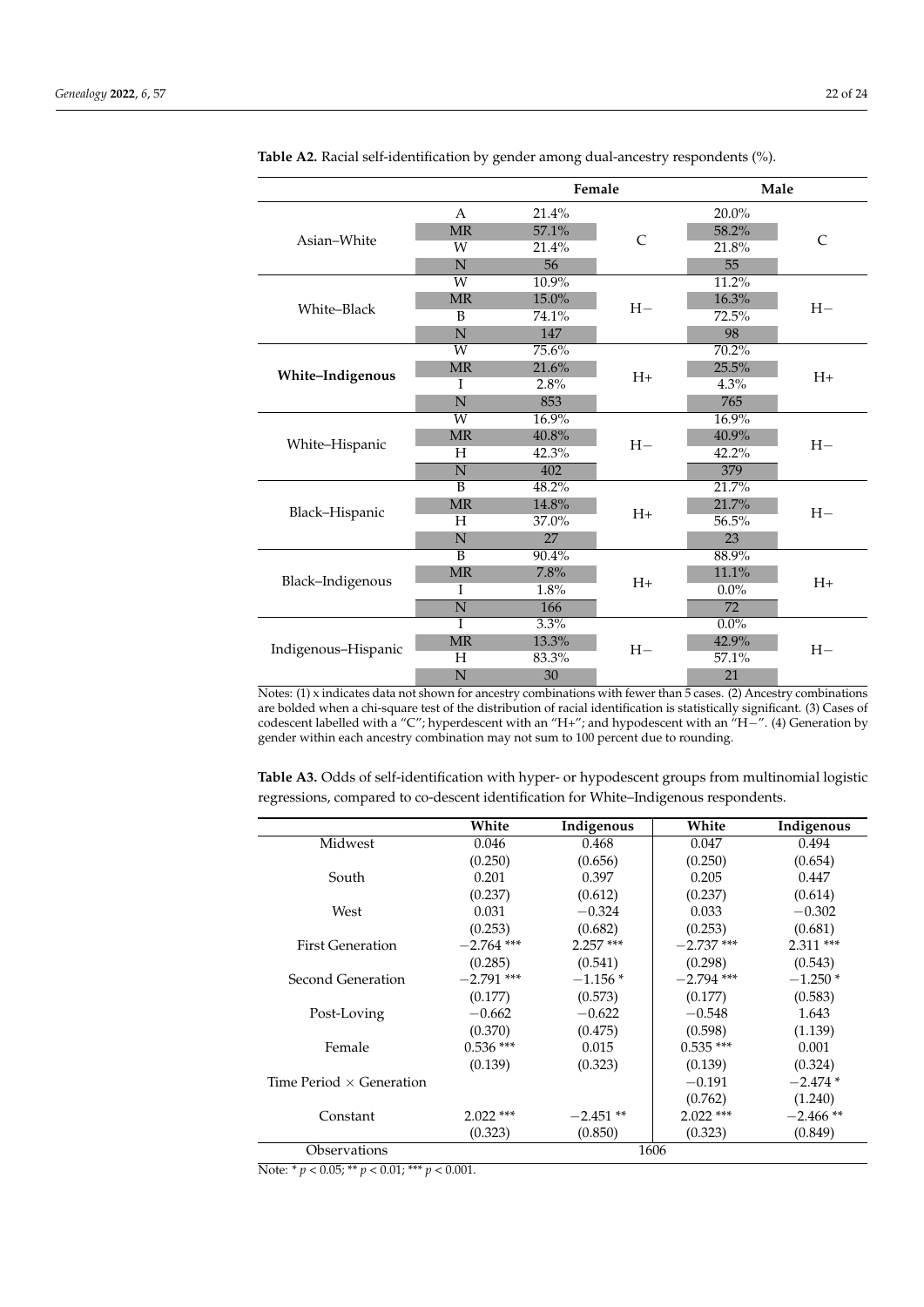**Table A2.** Racial self-identification by gender among dual-ancestry respondents (%).

| | | Female | | Male | |
|---|---|---|---|---|---|
| Asian–White | A | 21.4% | C | 20.0% | C |
| | MR | 57.1% | | 58.2% | |
| | W | 21.4% | | 21.8% | |
| | N | 56 | | 55 | |
| White–Black | W | 10.9% | H− | 11.2% | H− |
| | MR | 15.0% | | 16.3% | |
| | B | 74.1% | | 72.5% | |
| | N | 147 | | 98 | |
| **White–Indigenous** | W | 75.6% | H+ | 70.2% | H+ |
| | MR | 21.6% | | 25.5% | |
| | I | 2.8% | | 4.3% | |
| | N | 853 | | 765 | |
| White–Hispanic | W | 16.9% | H− | 16.9% | H− |
| | MR | 40.8% | | 40.9% | |
| | H | 42.3% | | 42.2% | |
| | N | 402 | | 379 | |
| Black–Hispanic | B | 48.2% | H+ | 21.7% | H− |
| | MR | 14.8% | | 21.7% | |
| | H | 37.0% | | 56.5% | |
| | N | 27 | | 23 | |
| Black–Indigenous | B | 90.4% | H+ | 88.9% | H+ |
| | MR | 7.8% | | 11.1% | |
| | I | 1.8% | | 0.0% | |
| | N | 166 | | 72 | |
| Indigenous–Hispanic | I | 3.3% | H− | 0.0% | H− |
| | MR | 13.3% | | 42.9% | |
| | H | 83.3% | | 57.1% | |
| | N | 30 | | 21 | |

Notes: (1) x indicates data not shown for ancestry combinations with fewer than 5 cases. (2) Ancestry combinations are bolded when a chi-square test of the distribution of racial identification is statistically significant. (3) Cases of codescent labelled with a "C"; hyperdescent with an "H+"; and hypodescent with an "H−". (4) Generation by gender within each ancestry combination may not sum to 100 percent due to rounding.

**Table A3.** Odds of self-identification with hyper- or hypodescent groups from multinomial logistic regressions, compared to co-descent identification for White–Indigenous respondents.

| | White | Indigenous | White | Indigenous |
|---|---|---|---|---|
| Midwest | 0.046 | 0.468 | 0.047 | 0.494 |
| | (0.250) | (0.656) | (0.250) | (0.654) |
| South | 0.201 | 0.397 | 0.205 | 0.447 |
| | (0.237) | (0.612) | (0.237) | (0.614) |
| West | 0.031 | −0.324 | 0.033 | −0.302 |
| | (0.253) | (0.682) | (0.253) | (0.681) |
| First Generation | −2.764 *** | 2.257 *** | −2.737 *** | 2.311 *** |
| | (0.285) | (0.541) | (0.298) | (0.543) |
| Second Generation | −2.791 *** | −1.156 * | −2.794 *** | −1.250 * |
| | (0.177) | (0.573) | (0.177) | (0.583) |
| Post-Loving | −0.662 | −0.622 | −0.548 | 1.643 |
| | (0.370) | (0.475) | (0.598) | (1.139) |
| Female | 0.536 *** | 0.015 | 0.535 *** | 0.001 |
| | (0.139) | (0.323) | (0.139) | (0.324) |
| Time Period × Generation | | | −0.191 | −2.474 * |
| | | | (0.762) | (1.240) |
| Constant | 2.022 *** | −2.451 ** | 2.022 *** | −2.466 ** |
| | (0.323) | (0.850) | (0.323) | (0.849) |
| Observations | 1606 | | | |

Note: * $p < 0.05$; ** $p < 0.01$; *** $p < 0.001$.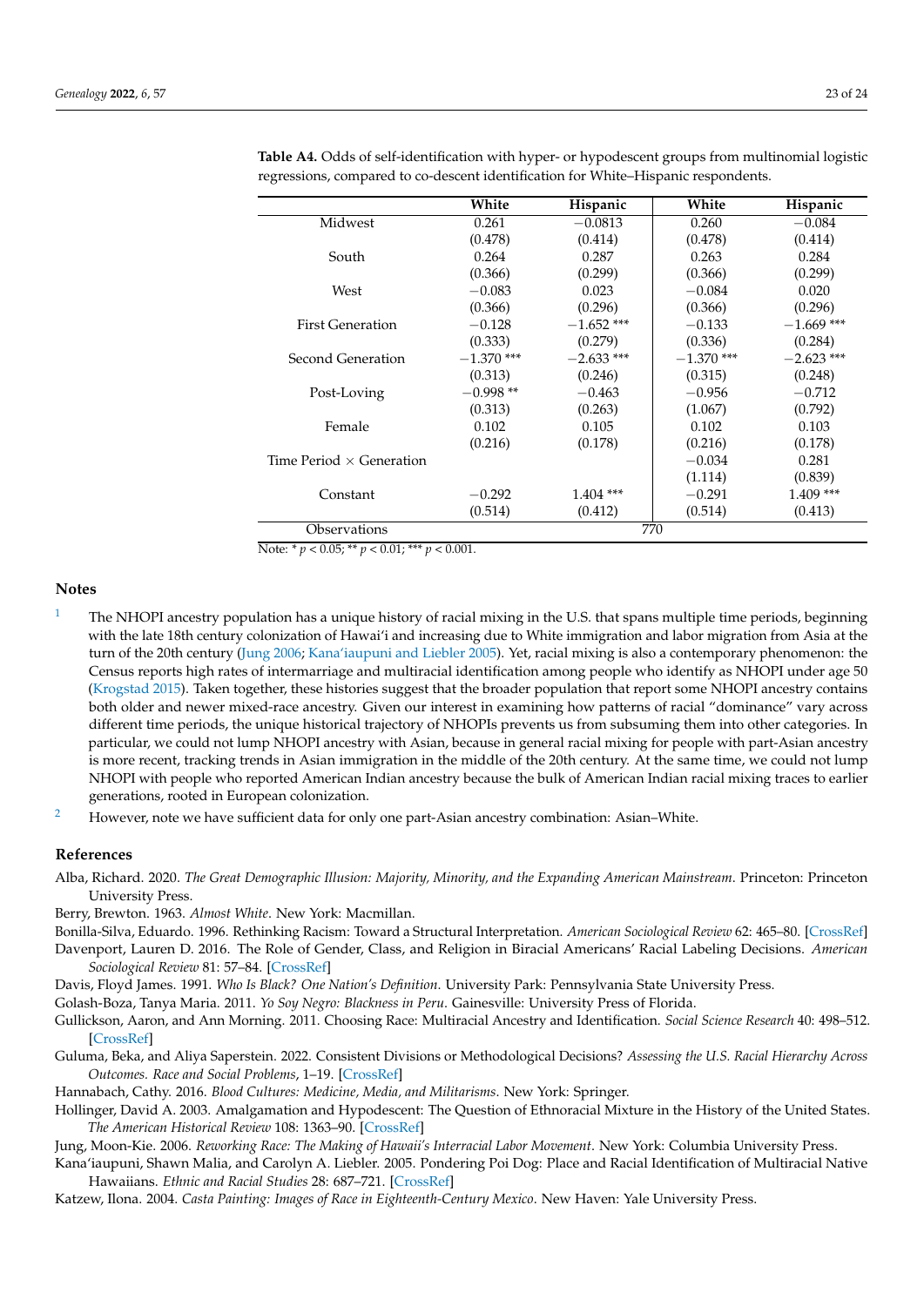**Table A4.** Odds of self-identification with hyper- or hypodescent groups from multinomial logistic regressions, compared to co-descent identification for White–Hispanic respondents.

| | White | Hispanic | White | Hispanic |
|---|---|---|---|---|
| Midwest | 0.261 | −0.0813 | 0.260 | −0.084 |
| | (0.478) | (0.414) | (0.478) | (0.414) |
| South | 0.264 | 0.287 | 0.263 | 0.284 |
| | (0.366) | (0.299) | (0.366) | (0.299) |
| West | −0.083 | 0.023 | −0.084 | 0.020 |
| | (0.366) | (0.296) | (0.366) | (0.296) |
| First Generation | −0.128 | −1.652 *** | −0.133 | −1.669 *** |
| | (0.333) | (0.279) | (0.336) | (0.284) |
| Second Generation | −1.370 *** | −2.633 *** | −1.370 *** | −2.623 *** |
| | (0.313) | (0.246) | (0.315) | (0.248) |
| Post-Loving | −0.998 ** | −0.463 | −0.956 | −0.712 |
| | (0.313) | (0.263) | (1.067) | (0.792) |
| Female | 0.102 | 0.105 | 0.102 | 0.103 |
| | (0.216) | (0.178) | (0.216) | (0.178) |
| Time Period × Generation | | | −0.034 | 0.281 |
| | | | (1.114) | (0.839) |
| Constant | −0.292 | 1.404 *** | −0.291 | 1.409 *** |
| | (0.514) | (0.412) | (0.514) | (0.413) |
| Observations | 770 | | | |

Note: * $p < 0.05$; ** $p < 0.01$; *** $p < 0.001$.

## Notes

1. The NHOPI ancestry population has a unique history of racial mixing in the U.S. that spans multiple time periods, beginning with the late 18th century colonization of Hawai'i and increasing due to White immigration and labor migration from Asia at the turn of the 20th century (Jung 2006; Kana'iaupuni and Liebler 2005). Yet, racial mixing is also a contemporary phenomenon: the Census reports high rates of intermarriage and multiracial identification among people who identify as NHOPI under age 50 (Krogstad 2015). Taken together, these histories suggest that the broader population that report some NHOPI ancestry contains both older and newer mixed-race ancestry. Given our interest in examining how patterns of racial "dominance" vary across different time periods, the unique historical trajectory of NHOPIs prevents us from subsuming them into other categories. In particular, we could not lump NHOPI ancestry with Asian, because in general racial mixing for people with part-Asian ancestry is more recent, tracking trends in Asian immigration in the middle of the 20th century. At the same time, we could not lump NHOPI with people who reported American Indian ancestry because the bulk of American Indian racial mixing traces to earlier generations, rooted in European colonization.
2. However, note we have sufficient data for only one part-Asian ancestry combination: Asian–White.

## References

Alba, Richard. 2020. *The Great Demographic Illusion: Majority, Minority, and the Expanding American Mainstream*. Princeton: Princeton University Press.

Berry, Brewton. 1963. *Almost White*. New York: Macmillan.

Bonilla-Silva, Eduardo. 1996. Rethinking Racism: Toward a Structural Interpretation. *American Sociological Review* 62: 465–80. [CrossRef]

Davenport, Lauren D. 2016. The Role of Gender, Class, and Religion in Biracial Americans' Racial Labeling Decisions. *American Sociological Review* 81: 57–84. [CrossRef]

Davis, Floyd James. 1991. *Who Is Black? One Nation's Definition*. University Park: Pennsylvania State University Press.

Golash-Boza, Tanya Maria. 2011. *Yo Soy Negro: Blackness in Peru*. Gainesville: University Press of Florida.

Gullickson, Aaron, and Ann Morning. 2011. Choosing Race: Multiracial Ancestry and Identification. *Social Science Research* 40: 498–512. [CrossRef]

Guluma, Beka, and Aliya Saperstein. 2022. Consistent Divisions or Methodological Decisions? *Assessing the U.S. Racial Hierarchy Across Outcomes. Race and Social Problems*, 1–19. [CrossRef]

Hannabach, Cathy. 2016. *Blood Cultures: Medicine, Media, and Militarisms*. New York: Springer.

Hollinger, David A. 2003. Amalgamation and Hypodescent: The Question of Ethnoracial Mixture in the History of the United States. *The American Historical Review* 108: 1363–90. [CrossRef]

Jung, Moon-Kie. 2006. *Reworking Race: The Making of Hawaii's Interracial Labor Movement*. New York: Columbia University Press.

Kana'iaupuni, Shawn Malia, and Carolyn A. Liebler. 2005. Pondering Poi Dog: Place and Racial Identification of Multiracial Native Hawaiians. *Ethnic and Racial Studies* 28: 687–721. [CrossRef]

Katzew, Ilona. 2004. *Casta Painting: Images of Race in Eighteenth-Century Mexico*. New Haven: Yale University Press.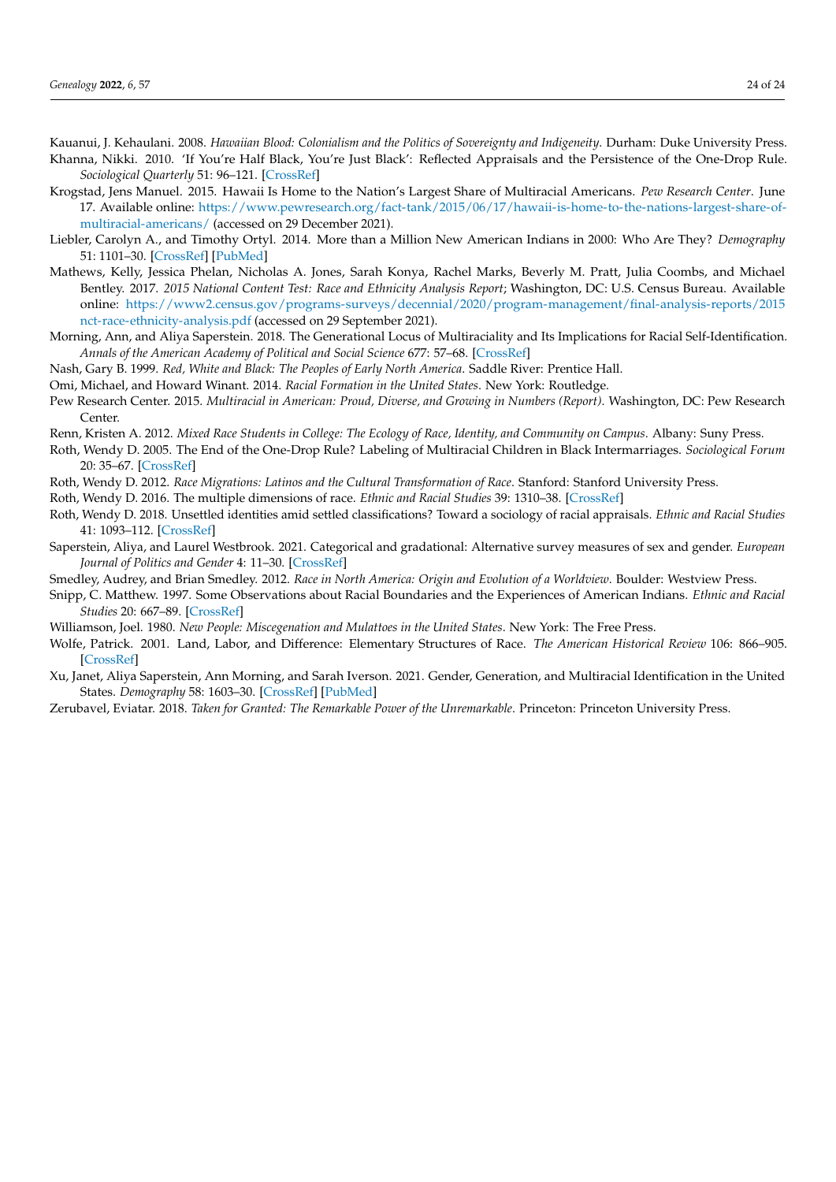Kauanui, J. Kehaulani. 2008. *Hawaiian Blood: Colonialism and the Politics of Sovereignty and Indigeneity*. Durham: Duke University Press.

Khanna, Nikki. 2010. 'If You're Half Black, You're Just Black': Reflected Appraisals and the Persistence of the One-Drop Rule. *Sociological Quarterly* 51: 96–121. [CrossRef]

Krogstad, Jens Manuel. 2015. Hawaii Is Home to the Nation's Largest Share of Multiracial Americans. *Pew Research Center*. June 17. Available online: https://www.pewresearch.org/fact-tank/2015/06/17/hawaii-is-home-to-the-nations-largest-share-of-multiracial-americans/ (accessed on 29 December 2021).

Liebler, Carolyn A., and Timothy Ortyl. 2014. More than a Million New American Indians in 2000: Who Are They? *Demography* 51: 1101–30. [CrossRef] [PubMed]

Mathews, Kelly, Jessica Phelan, Nicholas A. Jones, Sarah Konya, Rachel Marks, Beverly M. Pratt, Julia Coombs, and Michael Bentley. 2017. *2015 National Content Test: Race and Ethnicity Analysis Report*; Washington, DC: U.S. Census Bureau. Available online: https://www2.census.gov/programs-surveys/decennial/2020/program-management/final-analysis-reports/2015nct-race-ethnicity-analysis.pdf (accessed on 29 September 2021).

Morning, Ann, and Aliya Saperstein. 2018. The Generational Locus of Multiraciality and Its Implications for Racial Self-Identification. *Annals of the American Academy of Political and Social Science* 677: 57–68. [CrossRef]

Nash, Gary B. 1999. *Red, White and Black: The Peoples of Early North America*. Saddle River: Prentice Hall.

Omi, Michael, and Howard Winant. 2014. *Racial Formation in the United States*. New York: Routledge.

Pew Research Center. 2015. *Multiracial in American: Proud, Diverse, and Growing in Numbers (Report)*. Washington, DC: Pew Research Center.

Renn, Kristen A. 2012. *Mixed Race Students in College: The Ecology of Race, Identity, and Community on Campus*. Albany: Suny Press.

Roth, Wendy D. 2005. The End of the One-Drop Rule? Labeling of Multiracial Children in Black Intermarriages. *Sociological Forum* 20: 35–67. [CrossRef]

Roth, Wendy D. 2012. *Race Migrations: Latinos and the Cultural Transformation of Race*. Stanford: Stanford University Press.

Roth, Wendy D. 2016. The multiple dimensions of race. *Ethnic and Racial Studies* 39: 1310–38. [CrossRef]

Roth, Wendy D. 2018. Unsettled identities amid settled classifications? Toward a sociology of racial appraisals. *Ethnic and Racial Studies* 41: 1093–112. [CrossRef]

Saperstein, Aliya, and Laurel Westbrook. 2021. Categorical and gradational: Alternative survey measures of sex and gender. *European Journal of Politics and Gender* 4: 11–30. [CrossRef]

Smedley, Audrey, and Brian Smedley. 2012. *Race in North America: Origin and Evolution of a Worldview*. Boulder: Westview Press.

Snipp, C. Matthew. 1997. Some Observations about Racial Boundaries and the Experiences of American Indians. *Ethnic and Racial Studies* 20: 667–89. [CrossRef]

Williamson, Joel. 1980. *New People: Miscegenation and Mulattoes in the United States*. New York: The Free Press.

Wolfe, Patrick. 2001. Land, Labor, and Difference: Elementary Structures of Race. *The American Historical Review* 106: 866–905. [CrossRef]

Xu, Janet, Aliya Saperstein, Ann Morning, and Sarah Iverson. 2021. Gender, Generation, and Multiracial Identification in the United States. *Demography* 58: 1603–30. [CrossRef] [PubMed]

Zerubavel, Eviatar. 2018. *Taken for Granted: The Remarkable Power of the Unremarkable*. Princeton: Princeton University Press.